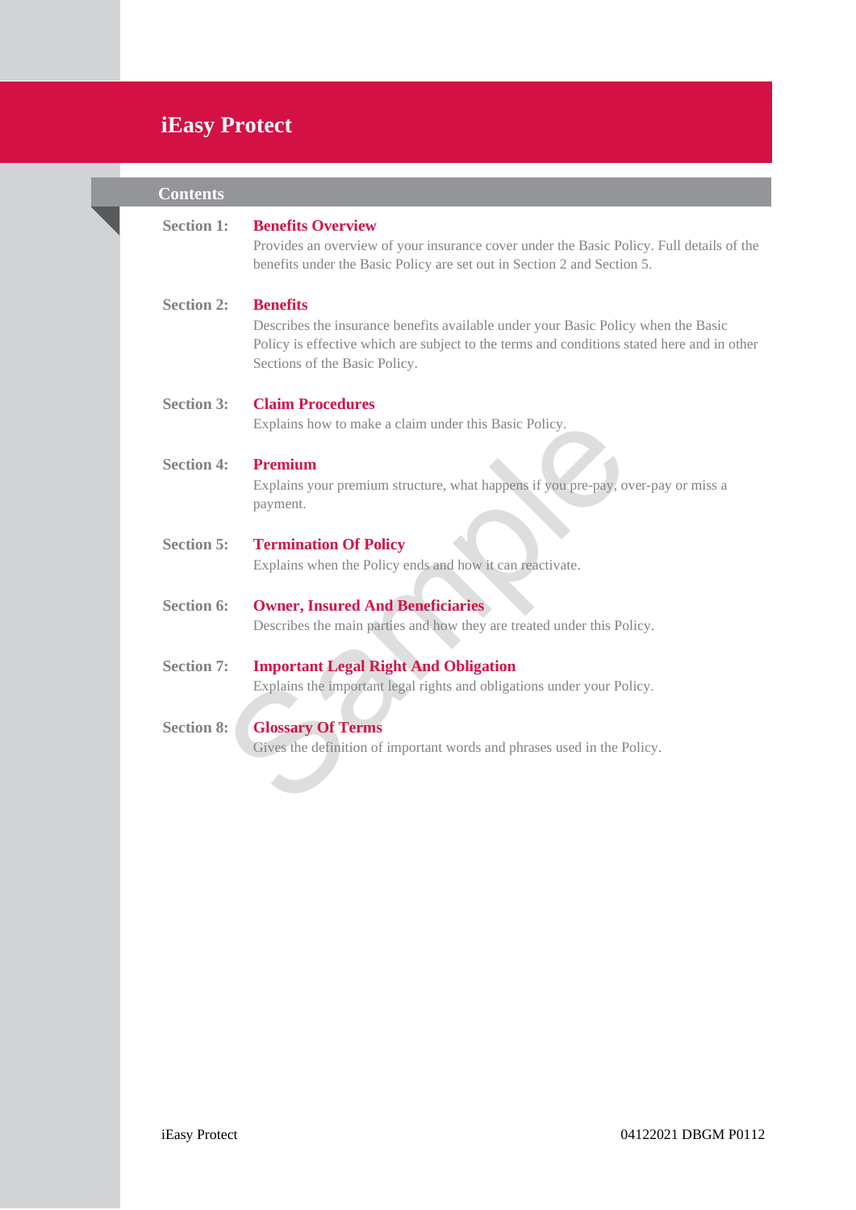# iEasy Protect

## Contents

**Section 1:** **Benefits Overview**
Provides an overview of your insurance cover under the Basic Policy. Full details of the benefits under the Basic Policy are set out in Section 2 and Section 5.

**Section 2:** **Benefits**
Describes the insurance benefits available under your Basic Policy when the Basic Policy is effective which are subject to the terms and conditions stated here and in other Sections of the Basic Policy.

**Section 3:** **Claim Procedures**
Explains how to make a claim under this Basic Policy.

**Section 4:** **Premium**
Explains your premium structure, what happens if you pre-pay, over-pay or miss a payment.

**Section 5:** **Termination Of Policy**
Explains when the Policy ends and how it can reactivate.

**Section 6:** **Owner, Insured And Beneficiaries**
Describes the main parties and how they are treated under this Policy.

**Section 7:** **Important Legal Right And Obligation**
Explains the important legal rights and obligations under your Policy.

**Section 8:** **Glossary Of Terms**
Gives the definition of important words and phrases used in the Policy.

iEasy Protect 04122021 DBGM P0112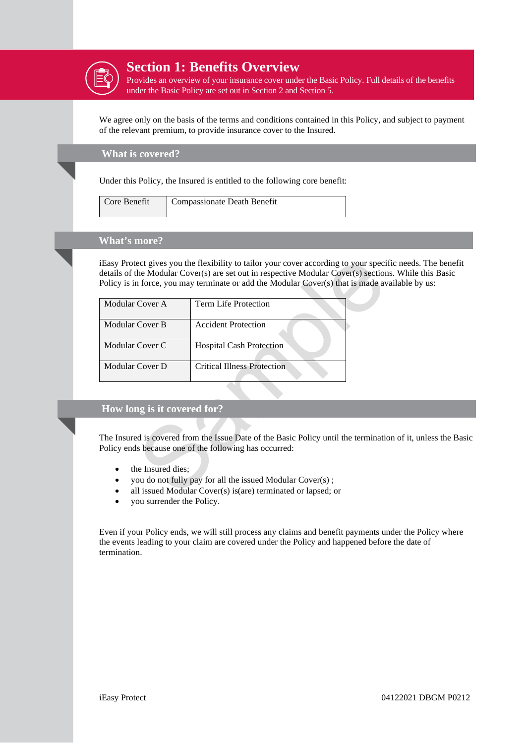# Section 1: Benefits Overview

Provides an overview of your insurance cover under the Basic Policy. Full details of the benefits under the Basic Policy are set out in Section 2 and Section 5.

We agree only on the basis of the terms and conditions contained in this Policy, and subject to payment of the relevant premium, to provide insurance cover to the Insured.

## What is covered?

Under this Policy, the Insured is entitled to the following core benefit:

| Core Benefit | Compassionate Death Benefit |
|---|---|

## What's more?

iEasy Protect gives you the flexibility to tailor your cover according to your specific needs. The benefit details of the Modular Cover(s) are set out in respective Modular Cover(s) sections. While this Basic Policy is in force, you may terminate or add the Modular Cover(s) that is made available by us:

| Modular Cover A | Term Life Protection |
|---|---|
| Modular Cover B | Accident Protection |
| Modular Cover C | Hospital Cash Protection |
| Modular Cover D | Critical Illness Protection |

## How long is it covered for?

The Insured is covered from the Issue Date of the Basic Policy until the termination of it, unless the Basic Policy ends because one of the following has occurred:

- the Insured dies;
- you do not fully pay for all the issued Modular Cover(s) ;
- all issued Modular Cover(s) is(are) terminated or lapsed; or
- you surrender the Policy.

Even if your Policy ends, we will still process any claims and benefit payments under the Policy where the events leading to your claim are covered under the Policy and happened before the date of termination.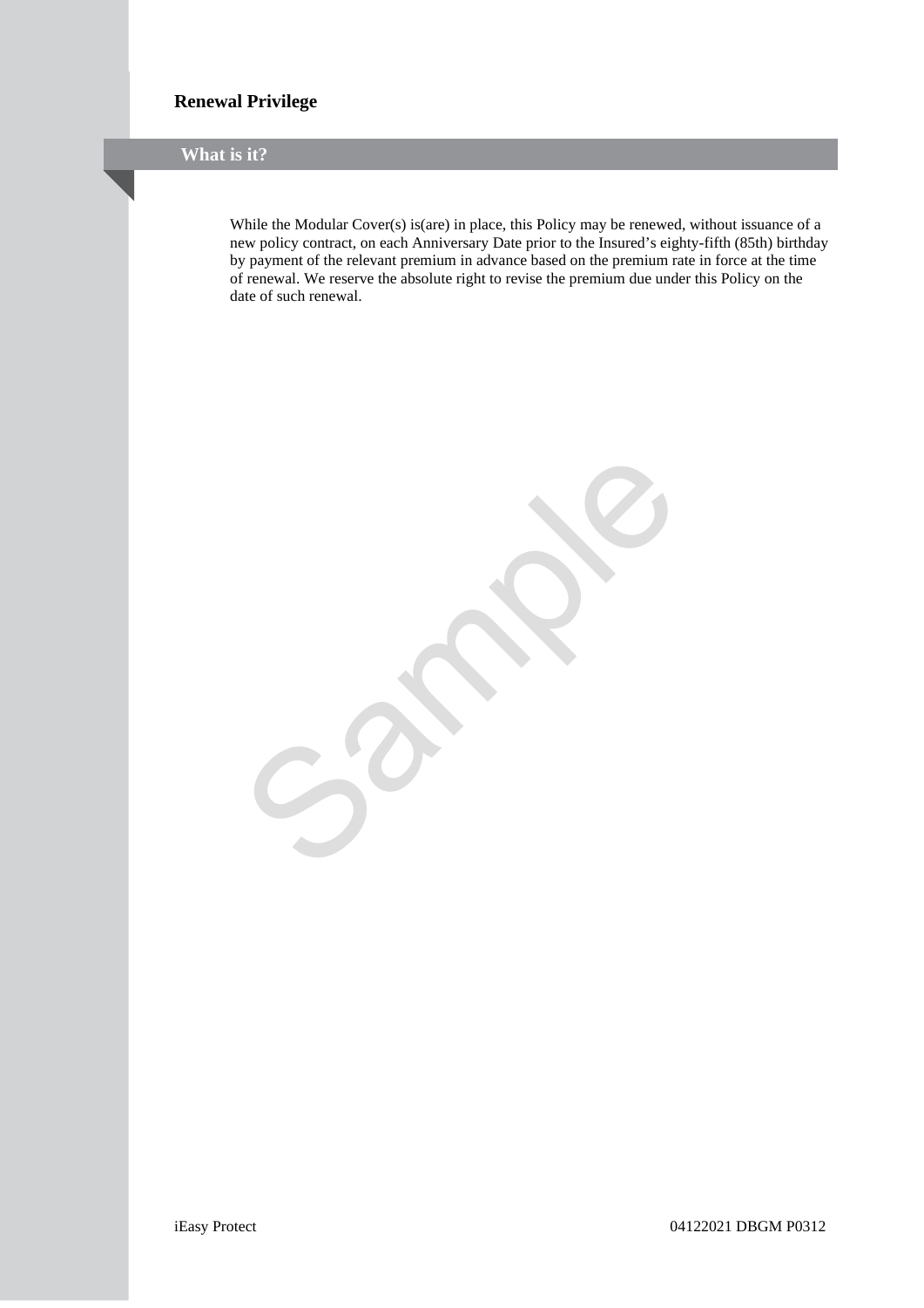## Renewal Privilege

### What is it?

While the Modular Cover(s) is(are) in place, this Policy may be renewed, without issuance of a new policy contract, on each Anniversary Date prior to the Insured's eighty-fifth (85th) birthday by payment of the relevant premium in advance based on the premium rate in force at the time of renewal. We reserve the absolute right to revise the premium due under this Policy on the date of such renewal.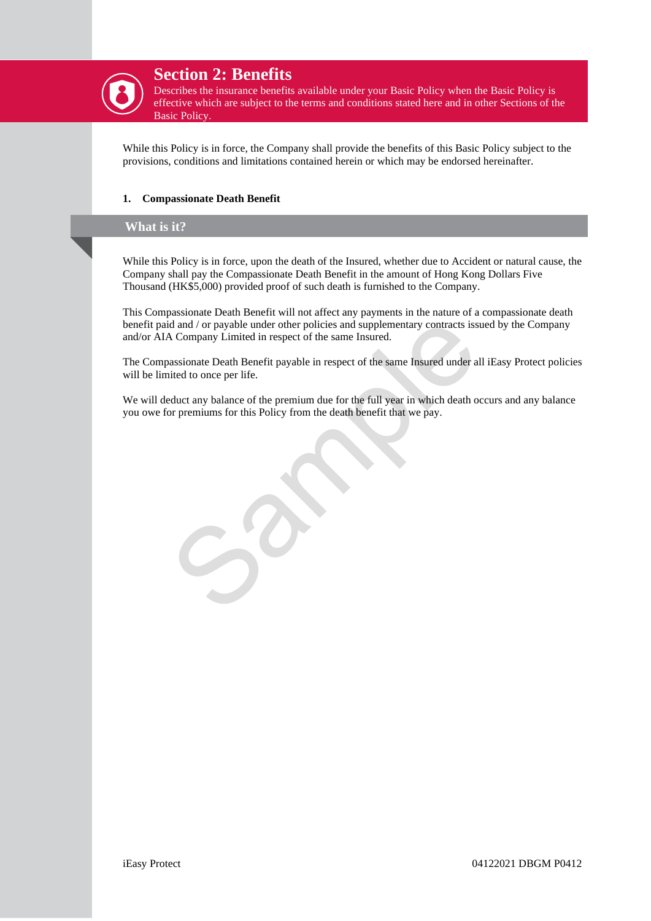# Section 2: Benefits

Describes the insurance benefits available under your Basic Policy when the Basic Policy is effective which are subject to the terms and conditions stated here and in other Sections of the Basic Policy.

While this Policy is in force, the Company shall provide the benefits of this Basic Policy subject to the provisions, conditions and limitations contained herein or which may be endorsed hereinafter.

**1. Compassionate Death Benefit**

## What is it?

While this Policy is in force, upon the death of the Insured, whether due to Accident or natural cause, the Company shall pay the Compassionate Death Benefit in the amount of Hong Kong Dollars Five Thousand (HK$5,000) provided proof of such death is furnished to the Company.

This Compassionate Death Benefit will not affect any payments in the nature of a compassionate death benefit paid and / or payable under other policies and supplementary contracts issued by the Company and/or AIA Company Limited in respect of the same Insured.

The Compassionate Death Benefit payable in respect of the same Insured under all iEasy Protect policies will be limited to once per life.

We will deduct any balance of the premium due for the full year in which death occurs and any balance you owe for premiums for this Policy from the death benefit that we pay.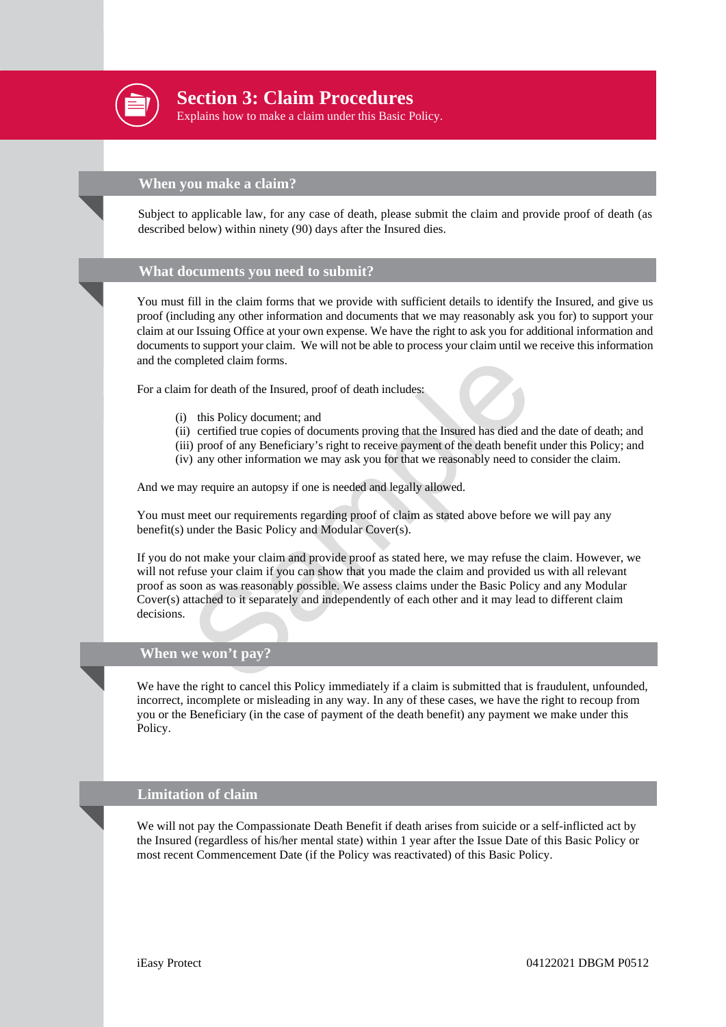# Section 3: Claim Procedures

Explains how to make a claim under this Basic Policy.

## When you make a claim?

Subject to applicable law, for any case of death, please submit the claim and provide proof of death (as described below) within ninety (90) days after the Insured dies.

## What documents you need to submit?

You must fill in the claim forms that we provide with sufficient details to identify the Insured, and give us proof (including any other information and documents that we may reasonably ask you for) to support your claim at our Issuing Office at your own expense. We have the right to ask you for additional information and documents to support your claim. We will not be able to process your claim until we receive this information and the completed claim forms.

For a claim for death of the Insured, proof of death includes:

- (i) this Policy document; and
- (ii) certified true copies of documents proving that the Insured has died and the date of death; and
- (iii) proof of any Beneficiary's right to receive payment of the death benefit under this Policy; and
- (iv) any other information we may ask you for that we reasonably need to consider the claim.

And we may require an autopsy if one is needed and legally allowed.

You must meet our requirements regarding proof of claim as stated above before we will pay any benefit(s) under the Basic Policy and Modular Cover(s).

If you do not make your claim and provide proof as stated here, we may refuse the claim. However, we will not refuse your claim if you can show that you made the claim and provided us with all relevant proof as soon as was reasonably possible. We assess claims under the Basic Policy and any Modular Cover(s) attached to it separately and independently of each other and it may lead to different claim decisions.

## When we won't pay?

We have the right to cancel this Policy immediately if a claim is submitted that is fraudulent, unfounded, incorrect, incomplete or misleading in any way. In any of these cases, we have the right to recoup from you or the Beneficiary (in the case of payment of the death benefit) any payment we make under this Policy.

## Limitation of claim

We will not pay the Compassionate Death Benefit if death arises from suicide or a self-inflicted act by the Insured (regardless of his/her mental state) within 1 year after the Issue Date of this Basic Policy or most recent Commencement Date (if the Policy was reactivated) of this Basic Policy.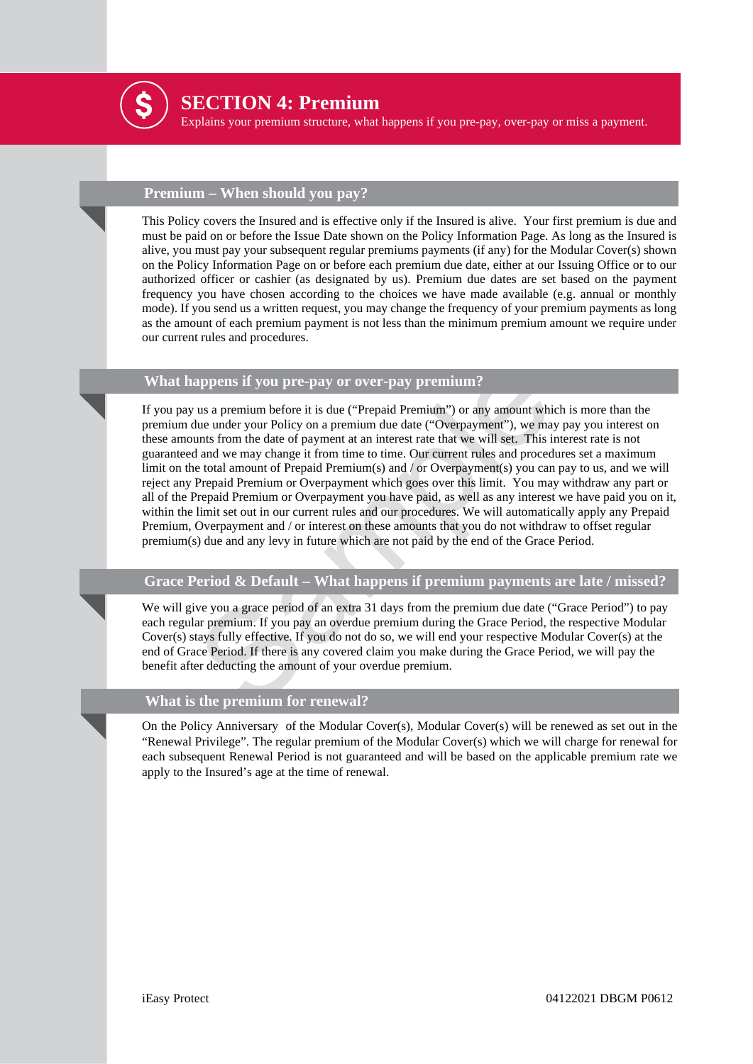# SECTION 4: Premium

Explains your premium structure, what happens if you pre-pay, over-pay or miss a payment.

## Premium – When should you pay?

This Policy covers the Insured and is effective only if the Insured is alive. Your first premium is due and must be paid on or before the Issue Date shown on the Policy Information Page. As long as the Insured is alive, you must pay your subsequent regular premiums payments (if any) for the Modular Cover(s) shown on the Policy Information Page on or before each premium due date, either at our Issuing Office or to our authorized officer or cashier (as designated by us). Premium due dates are set based on the payment frequency you have chosen according to the choices we have made available (e.g. annual or monthly mode). If you send us a written request, you may change the frequency of your premium payments as long as the amount of each premium payment is not less than the minimum premium amount we require under our current rules and procedures.

## What happens if you pre-pay or over-pay premium?

If you pay us a premium before it is due ("Prepaid Premium") or any amount which is more than the premium due under your Policy on a premium due date ("Overpayment"), we may pay you interest on these amounts from the date of payment at an interest rate that we will set. This interest rate is not guaranteed and we may change it from time to time. Our current rules and procedures set a maximum limit on the total amount of Prepaid Premium(s) and / or Overpayment(s) you can pay to us, and we will reject any Prepaid Premium or Overpayment which goes over this limit. You may withdraw any part or all of the Prepaid Premium or Overpayment you have paid, as well as any interest we have paid you on it, within the limit set out in our current rules and our procedures. We will automatically apply any Prepaid Premium, Overpayment and / or interest on these amounts that you do not withdraw to offset regular premium(s) due and any levy in future which are not paid by the end of the Grace Period.

## Grace Period & Default – What happens if premium payments are late / missed?

We will give you a grace period of an extra 31 days from the premium due date ("Grace Period") to pay each regular premium. If you pay an overdue premium during the Grace Period, the respective Modular Cover(s) stays fully effective. If you do not do so, we will end your respective Modular Cover(s) at the end of Grace Period. If there is any covered claim you make during the Grace Period, we will pay the benefit after deducting the amount of your overdue premium.

## What is the premium for renewal?

On the Policy Anniversary of the Modular Cover(s), Modular Cover(s) will be renewed as set out in the "Renewal Privilege". The regular premium of the Modular Cover(s) which we will charge for renewal for each subsequent Renewal Period is not guaranteed and will be based on the applicable premium rate we apply to the Insured's age at the time of renewal.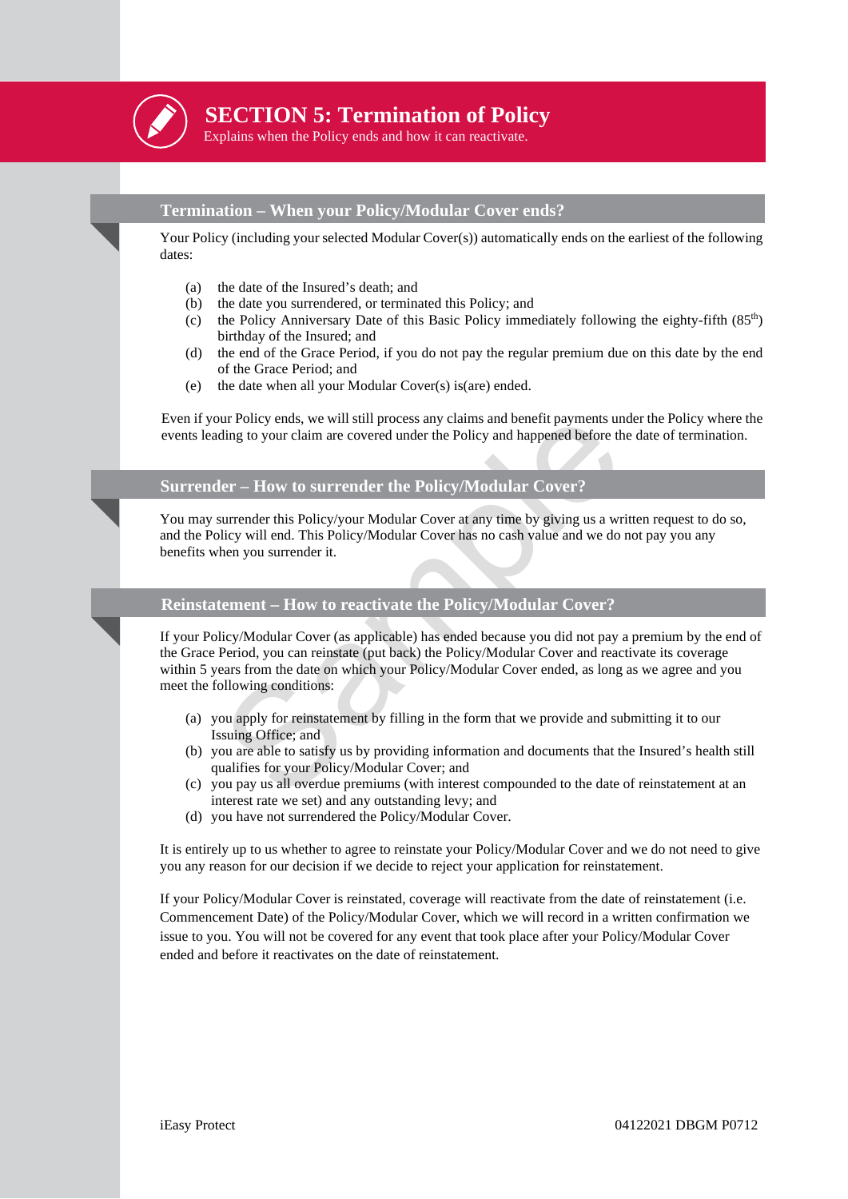# SECTION 5: Termination of Policy

Explains when the Policy ends and how it can reactivate.

## Termination – When your Policy/Modular Cover ends?

Your Policy (including your selected Modular Cover(s)) automatically ends on the earliest of the following dates:

(a) the date of the Insured's death; and
(b) the date you surrendered, or terminated this Policy; and
(c) the Policy Anniversary Date of this Basic Policy immediately following the eighty-fifth (85th) birthday of the Insured; and
(d) the end of the Grace Period, if you do not pay the regular premium due on this date by the end of the Grace Period; and
(e) the date when all your Modular Cover(s) is(are) ended.

Even if your Policy ends, we will still process any claims and benefit payments under the Policy where the events leading to your claim are covered under the Policy and happened before the date of termination.

## Surrender – How to surrender the Policy/Modular Cover?

You may surrender this Policy/your Modular Cover at any time by giving us a written request to do so, and the Policy will end. This Policy/Modular Cover has no cash value and we do not pay you any benefits when you surrender it.

## Reinstatement – How to reactivate the Policy/Modular Cover?

If your Policy/Modular Cover (as applicable) has ended because you did not pay a premium by the end of the Grace Period, you can reinstate (put back) the Policy/Modular Cover and reactivate its coverage within 5 years from the date on which your Policy/Modular Cover ended, as long as we agree and you meet the following conditions:

(a) you apply for reinstatement by filling in the form that we provide and submitting it to our Issuing Office; and
(b) you are able to satisfy us by providing information and documents that the Insured's health still qualifies for your Policy/Modular Cover; and
(c) you pay us all overdue premiums (with interest compounded to the date of reinstatement at an interest rate we set) and any outstanding levy; and
(d) you have not surrendered the Policy/Modular Cover.

It is entirely up to us whether to agree to reinstate your Policy/Modular Cover and we do not need to give you any reason for our decision if we decide to reject your application for reinstatement.

If your Policy/Modular Cover is reinstated, coverage will reactivate from the date of reinstatement (i.e. Commencement Date) of the Policy/Modular Cover, which we will record in a written confirmation we issue to you. You will not be covered for any event that took place after your Policy/Modular Cover ended and before it reactivates on the date of reinstatement.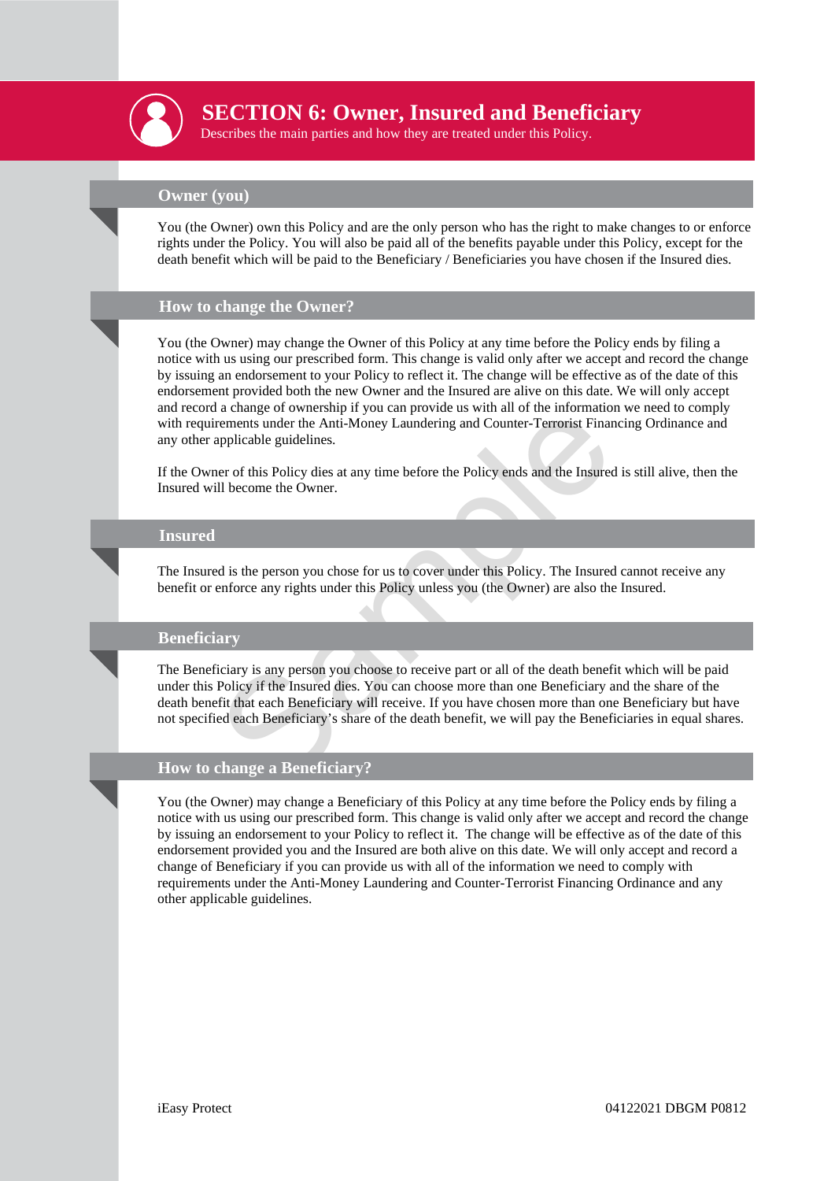# SECTION 6: Owner, Insured and Beneficiary

Describes the main parties and how they are treated under this Policy.

## Owner (you)

You (the Owner) own this Policy and are the only person who has the right to make changes to or enforce rights under the Policy. You will also be paid all of the benefits payable under this Policy, except for the death benefit which will be paid to the Beneficiary / Beneficiaries you have chosen if the Insured dies.

## How to change the Owner?

You (the Owner) may change the Owner of this Policy at any time before the Policy ends by filing a notice with us using our prescribed form. This change is valid only after we accept and record the change by issuing an endorsement to your Policy to reflect it. The change will be effective as of the date of this endorsement provided both the new Owner and the Insured are alive on this date. We will only accept and record a change of ownership if you can provide us with all of the information we need to comply with requirements under the Anti-Money Laundering and Counter-Terrorist Financing Ordinance and any other applicable guidelines.

If the Owner of this Policy dies at any time before the Policy ends and the Insured is still alive, then the Insured will become the Owner.

## Insured

The Insured is the person you chose for us to cover under this Policy. The Insured cannot receive any benefit or enforce any rights under this Policy unless you (the Owner) are also the Insured.

## Beneficiary

The Beneficiary is any person you choose to receive part or all of the death benefit which will be paid under this Policy if the Insured dies. You can choose more than one Beneficiary and the share of the death benefit that each Beneficiary will receive. If you have chosen more than one Beneficiary but have not specified each Beneficiary's share of the death benefit, we will pay the Beneficiaries in equal shares.

## How to change a Beneficiary?

You (the Owner) may change a Beneficiary of this Policy at any time before the Policy ends by filing a notice with us using our prescribed form. This change is valid only after we accept and record the change by issuing an endorsement to your Policy to reflect it. The change will be effective as of the date of this endorsement provided you and the Insured are both alive on this date. We will only accept and record a change of Beneficiary if you can provide us with all of the information we need to comply with requirements under the Anti-Money Laundering and Counter-Terrorist Financing Ordinance and any other applicable guidelines.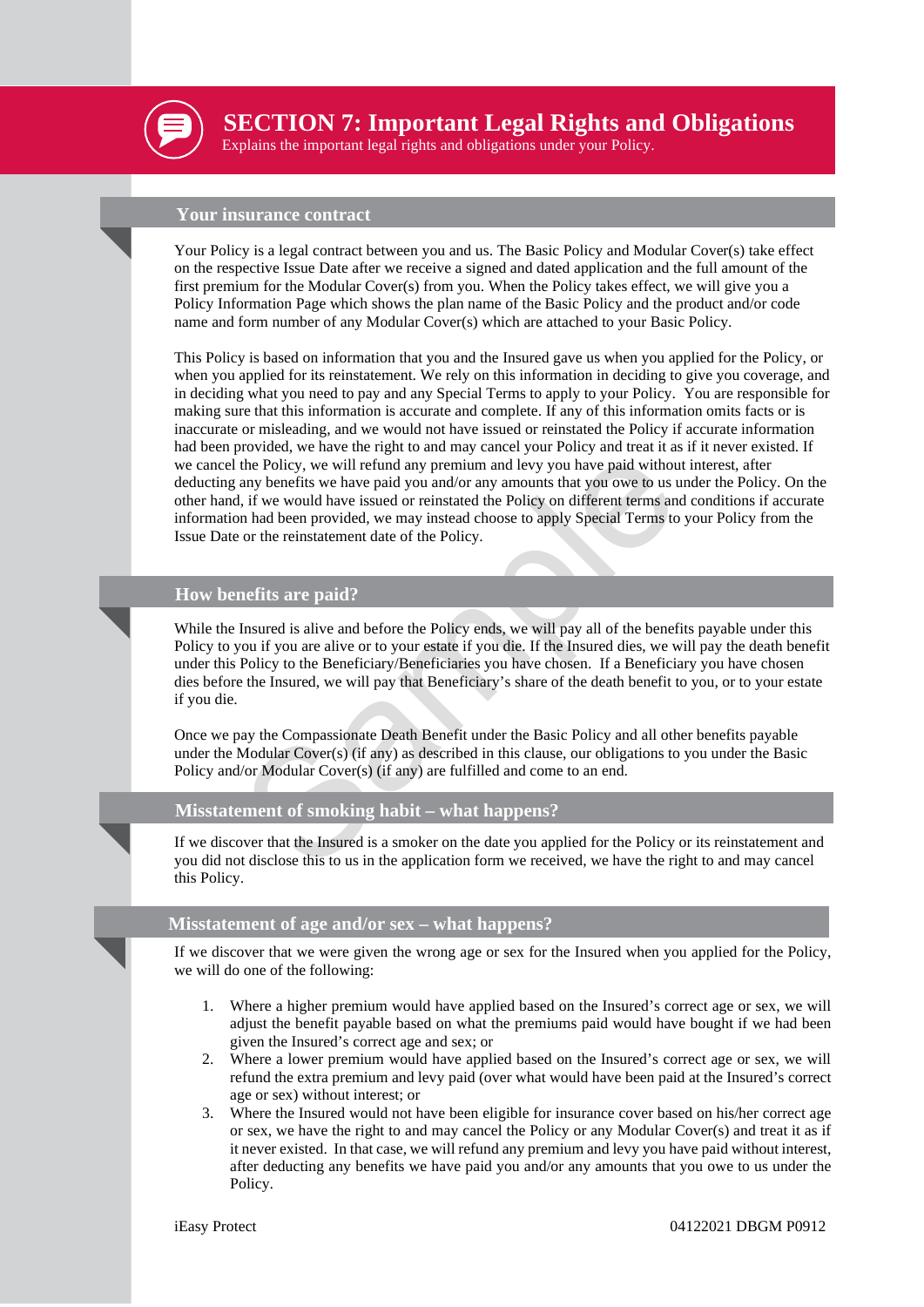# SECTION 7: Important Legal Rights and Obligations

Explains the important legal rights and obligations under your Policy.

## Your insurance contract

Your Policy is a legal contract between you and us. The Basic Policy and Modular Cover(s) take effect on the respective Issue Date after we receive a signed and dated application and the full amount of the first premium for the Modular Cover(s) from you. When the Policy takes effect, we will give you a Policy Information Page which shows the plan name of the Basic Policy and the product and/or code name and form number of any Modular Cover(s) which are attached to your Basic Policy.

This Policy is based on information that you and the Insured gave us when you applied for the Policy, or when you applied for its reinstatement. We rely on this information in deciding to give you coverage, and in deciding what you need to pay and any Special Terms to apply to your Policy. You are responsible for making sure that this information is accurate and complete. If any of this information omits facts or is inaccurate or misleading, and we would not have issued or reinstated the Policy if accurate information had been provided, we have the right to and may cancel your Policy and treat it as if it never existed. If we cancel the Policy, we will refund any premium and levy you have paid without interest, after deducting any benefits we have paid you and/or any amounts that you owe to us under the Policy. On the other hand, if we would have issued or reinstated the Policy on different terms and conditions if accurate information had been provided, we may instead choose to apply Special Terms to your Policy from the Issue Date or the reinstatement date of the Policy.

## How benefits are paid?

While the Insured is alive and before the Policy ends, we will pay all of the benefits payable under this Policy to you if you are alive or to your estate if you die. If the Insured dies, we will pay the death benefit under this Policy to the Beneficiary/Beneficiaries you have chosen. If a Beneficiary you have chosen dies before the Insured, we will pay that Beneficiary's share of the death benefit to you, or to your estate if you die.

Once we pay the Compassionate Death Benefit under the Basic Policy and all other benefits payable under the Modular Cover(s) (if any) as described in this clause, our obligations to you under the Basic Policy and/or Modular Cover(s) (if any) are fulfilled and come to an end.

## Misstatement of smoking habit – what happens?

If we discover that the Insured is a smoker on the date you applied for the Policy or its reinstatement and you did not disclose this to us in the application form we received, we have the right to and may cancel this Policy.

## Misstatement of age and/or sex – what happens?

If we discover that we were given the wrong age or sex for the Insured when you applied for the Policy, we will do one of the following:

1. Where a higher premium would have applied based on the Insured's correct age or sex, we will adjust the benefit payable based on what the premiums paid would have bought if we had been given the Insured's correct age and sex; or
2. Where a lower premium would have applied based on the Insured's correct age or sex, we will refund the extra premium and levy paid (over what would have been paid at the Insured's correct age or sex) without interest; or
3. Where the Insured would not have been eligible for insurance cover based on his/her correct age or sex, we have the right to and may cancel the Policy or any Modular Cover(s) and treat it as if it never existed. In that case, we will refund any premium and levy you have paid without interest, after deducting any benefits we have paid you and/or any amounts that you owe to us under the Policy.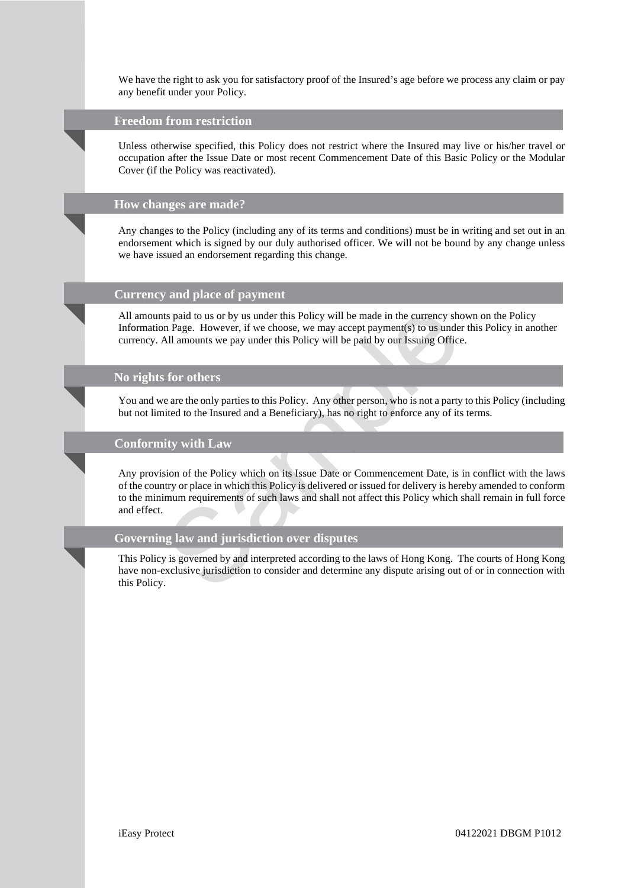We have the right to ask you for satisfactory proof of the Insured's age before we process any claim or pay any benefit under your Policy.

## Freedom from restriction

Unless otherwise specified, this Policy does not restrict where the Insured may live or his/her travel or occupation after the Issue Date or most recent Commencement Date of this Basic Policy or the Modular Cover (if the Policy was reactivated).

## How changes are made?

Any changes to the Policy (including any of its terms and conditions) must be in writing and set out in an endorsement which is signed by our duly authorised officer. We will not be bound by any change unless we have issued an endorsement regarding this change.

## Currency and place of payment

All amounts paid to us or by us under this Policy will be made in the currency shown on the Policy Information Page. However, if we choose, we may accept payment(s) to us under this Policy in another currency. All amounts we pay under this Policy will be paid by our Issuing Office.

## No rights for others

You and we are the only parties to this Policy. Any other person, who is not a party to this Policy (including but not limited to the Insured and a Beneficiary), has no right to enforce any of its terms.

## Conformity with Law

Any provision of the Policy which on its Issue Date or Commencement Date, is in conflict with the laws of the country or place in which this Policy is delivered or issued for delivery is hereby amended to conform to the minimum requirements of such laws and shall not affect this Policy which shall remain in full force and effect.

## Governing law and jurisdiction over disputes

This Policy is governed by and interpreted according to the laws of Hong Kong. The courts of Hong Kong have non-exclusive jurisdiction to consider and determine any dispute arising out of or in connection with this Policy.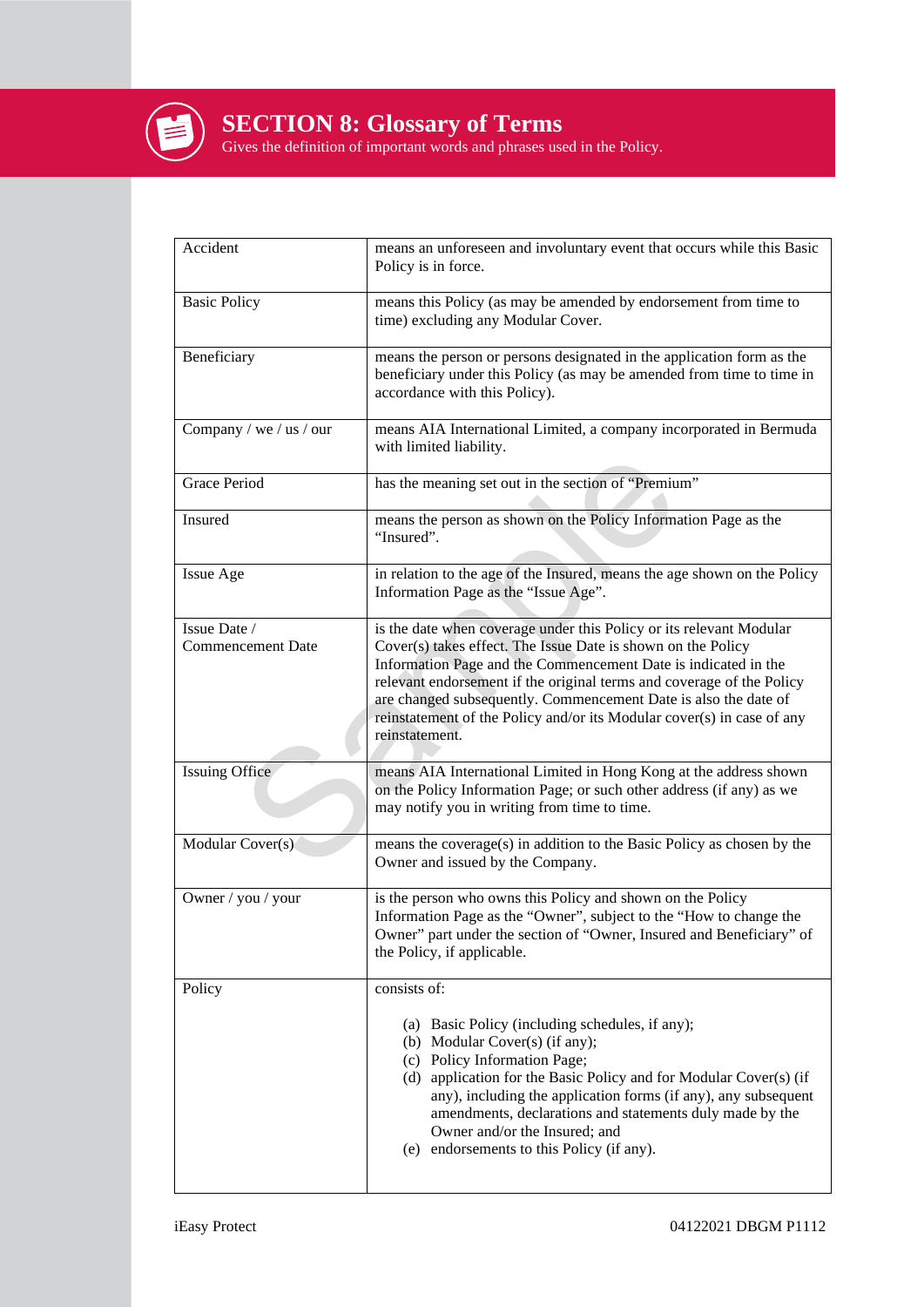# SECTION 8: Glossary of Terms

Gives the definition of important words and phrases used in the Policy.

| | |
|---|---|
| Accident | means an unforeseen and involuntary event that occurs while this Basic Policy is in force. |
| Basic Policy | means this Policy (as may be amended by endorsement from time to time) excluding any Modular Cover. |
| Beneficiary | means the person or persons designated in the application form as the beneficiary under this Policy (as may be amended from time to time in accordance with this Policy). |
| Company / we / us / our | means AIA International Limited, a company incorporated in Bermuda with limited liability. |
| Grace Period | has the meaning set out in the section of "Premium" |
| Insured | means the person as shown on the Policy Information Page as the "Insured". |
| Issue Age | in relation to the age of the Insured, means the age shown on the Policy Information Page as the "Issue Age". |
| Issue Date / Commencement Date | is the date when coverage under this Policy or its relevant Modular Cover(s) takes effect. The Issue Date is shown on the Policy Information Page and the Commencement Date is indicated in the relevant endorsement if the original terms and coverage of the Policy are changed subsequently. Commencement Date is also the date of reinstatement of the Policy and/or its Modular cover(s) in case of any reinstatement. |
| Issuing Office | means AIA International Limited in Hong Kong at the address shown on the Policy Information Page; or such other address (if any) as we may notify you in writing from time to time. |
| Modular Cover(s) | means the coverage(s) in addition to the Basic Policy as chosen by the Owner and issued by the Company. |
| Owner / you / your | is the person who owns this Policy and shown on the Policy Information Page as the "Owner", subject to the "How to change the Owner" part under the section of "Owner, Insured and Beneficiary" of the Policy, if applicable. |
| Policy | consists of: (a) Basic Policy (including schedules, if any); (b) Modular Cover(s) (if any); (c) Policy Information Page; (d) application for the Basic Policy and for Modular Cover(s) (if any), including the application forms (if any), any subsequent amendments, declarations and statements duly made by the Owner and/or the Insured; and (e) endorsements to this Policy (if any). |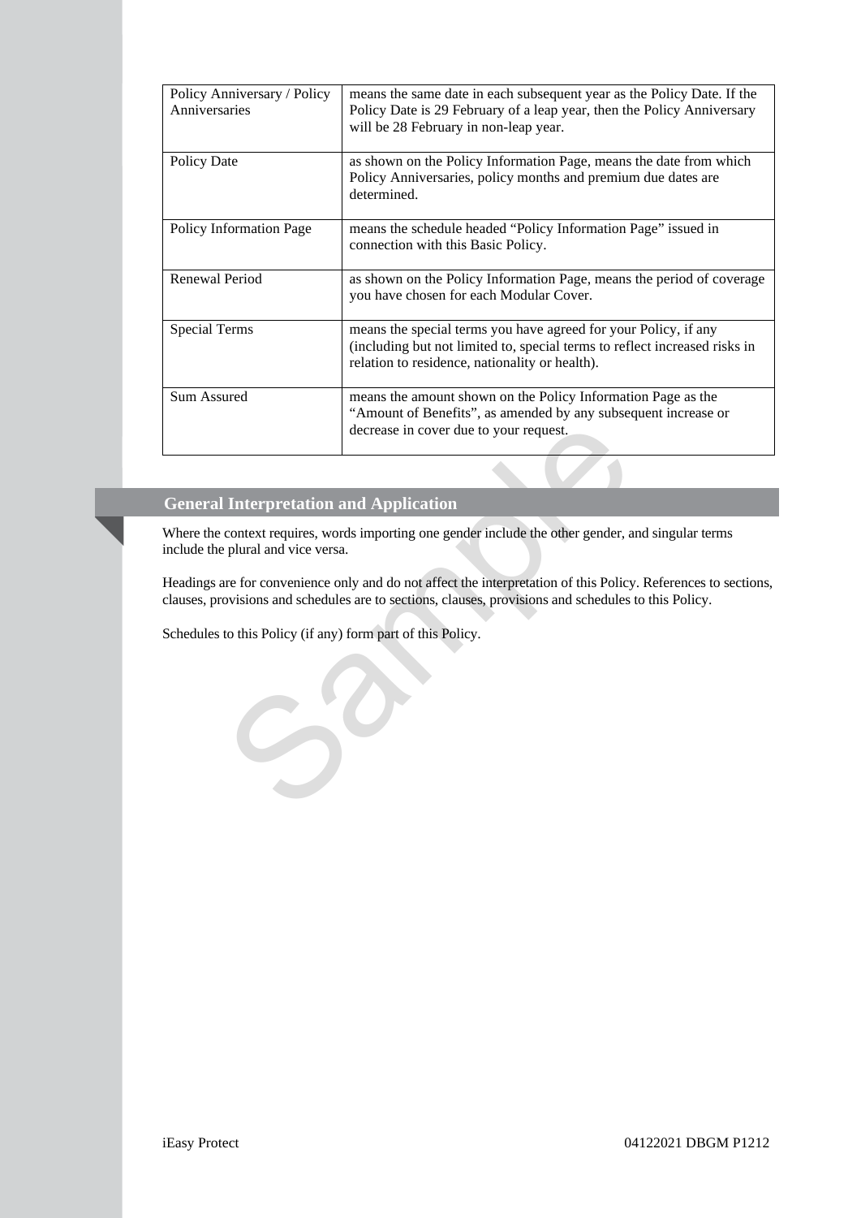| | |
|---|---|
| Policy Anniversary / Policy Anniversaries | means the same date in each subsequent year as the Policy Date. If the Policy Date is 29 February of a leap year, then the Policy Anniversary will be 28 February in non-leap year. |
| Policy Date | as shown on the Policy Information Page, means the date from which Policy Anniversaries, policy months and premium due dates are determined. |
| Policy Information Page | means the schedule headed "Policy Information Page" issued in connection with this Basic Policy. |
| Renewal Period | as shown on the Policy Information Page, means the period of coverage you have chosen for each Modular Cover. |
| Special Terms | means the special terms you have agreed for your Policy, if any (including but not limited to, special terms to reflect increased risks in relation to residence, nationality or health). |
| Sum Assured | means the amount shown on the Policy Information Page as the "Amount of Benefits", as amended by any subsequent increase or decrease in cover due to your request. |

## General Interpretation and Application

Where the context requires, words importing one gender include the other gender, and singular terms include the plural and vice versa.

Headings are for convenience only and do not affect the interpretation of this Policy. References to sections, clauses, provisions and schedules are to sections, clauses, provisions and schedules to this Policy.

Schedules to this Policy (if any) form part of this Policy.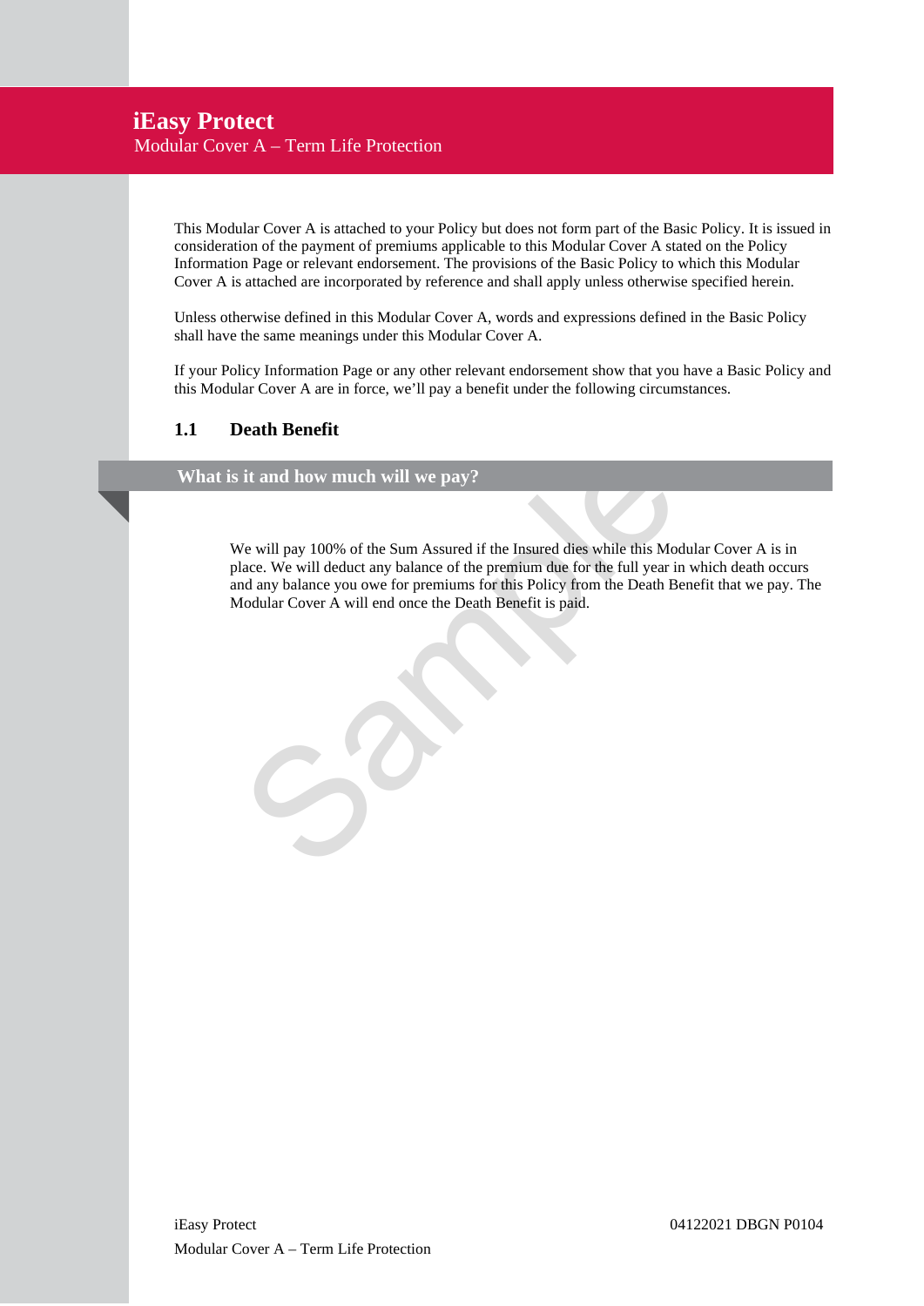# iEasy Protect

## Modular Cover A – Term Life Protection

This Modular Cover A is attached to your Policy but does not form part of the Basic Policy. It is issued in consideration of the payment of premiums applicable to this Modular Cover A stated on the Policy Information Page or relevant endorsement. The provisions of the Basic Policy to which this Modular Cover A is attached are incorporated by reference and shall apply unless otherwise specified herein.

Unless otherwise defined in this Modular Cover A, words and expressions defined in the Basic Policy shall have the same meanings under this Modular Cover A.

If your Policy Information Page or any other relevant endorsement show that you have a Basic Policy and this Modular Cover A are in force, we'll pay a benefit under the following circumstances.

### 1.1 Death Benefit

#### What is it and how much will we pay?

We will pay 100% of the Sum Assured if the Insured dies while this Modular Cover A is in place. We will deduct any balance of the premium due for the full year in which death occurs and any balance you owe for premiums for this Policy from the Death Benefit that we pay. The Modular Cover A will end once the Death Benefit is paid.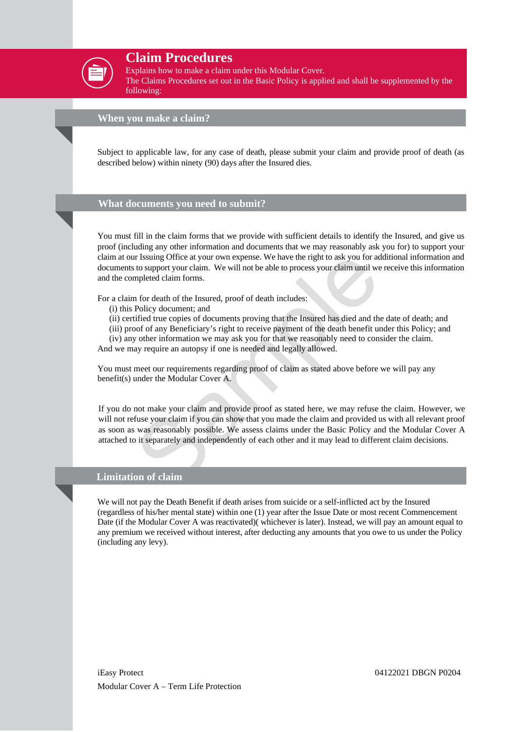# Claim Procedures

Explains how to make a claim under this Modular Cover.
The Claims Procedures set out in the Basic Policy is applied and shall be supplemented by the following:

## When you make a claim?

Subject to applicable law, for any case of death, please submit your claim and provide proof of death (as described below) within ninety (90) days after the Insured dies.

## What documents you need to submit?

You must fill in the claim forms that we provide with sufficient details to identify the Insured, and give us proof (including any other information and documents that we may reasonably ask you for) to support your claim at our Issuing Office at your own expense. We have the right to ask you for additional information and documents to support your claim. We will not be able to process your claim until we receive this information and the completed claim forms.

For a claim for death of the Insured, proof of death includes:

(i) this Policy document; and
(ii) certified true copies of documents proving that the Insured has died and the date of death; and
(iii) proof of any Beneficiary's right to receive payment of the death benefit under this Policy; and
(iv) any other information we may ask you for that we reasonably need to consider the claim.

And we may require an autopsy if one is needed and legally allowed.

You must meet our requirements regarding proof of claim as stated above before we will pay any benefit(s) under the Modular Cover A.

If you do not make your claim and provide proof as stated here, we may refuse the claim. However, we will not refuse your claim if you can show that you made the claim and provided us with all relevant proof as soon as was reasonably possible. We assess claims under the Basic Policy and the Modular Cover A attached to it separately and independently of each other and it may lead to different claim decisions.

## Limitation of claim

We will not pay the Death Benefit if death arises from suicide or a self-inflicted act by the Insured (regardless of his/her mental state) within one (1) year after the Issue Date or most recent Commencement Date (if the Modular Cover A was reactivated)( whichever is later). Instead, we will pay an amount equal to any premium we received without interest, after deducting any amounts that you owe to us under the Policy (including any levy).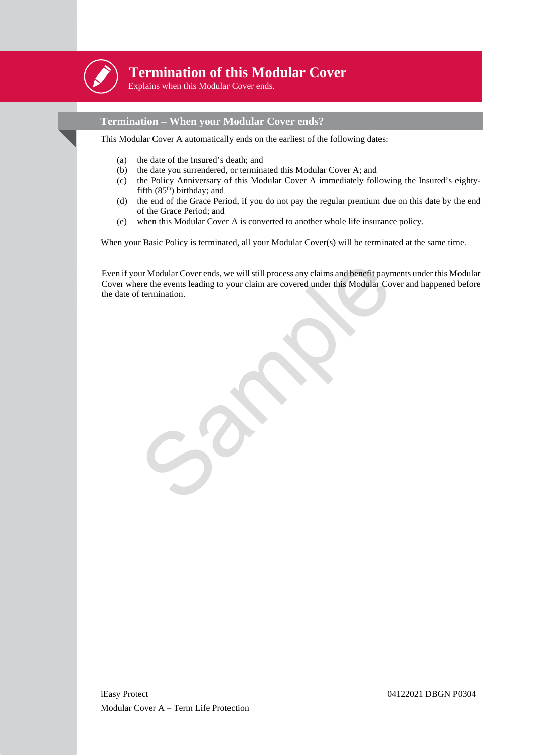# Termination of this Modular Cover

Explains when this Modular Cover ends.

## Termination – When your Modular Cover ends?

This Modular Cover A automatically ends on the earliest of the following dates:

(a) the date of the Insured's death; and
(b) the date you surrendered, or terminated this Modular Cover A; and
(c) the Policy Anniversary of this Modular Cover A immediately following the Insured's eighty-fifth (85th) birthday; and
(d) the end of the Grace Period, if you do not pay the regular premium due on this date by the end of the Grace Period; and
(e) when this Modular Cover A is converted to another whole life insurance policy.

When your Basic Policy is terminated, all your Modular Cover(s) will be terminated at the same time.

Even if your Modular Cover ends, we will still process any claims and benefit payments under this Modular Cover where the events leading to your claim are covered under this Modular Cover and happened before the date of termination.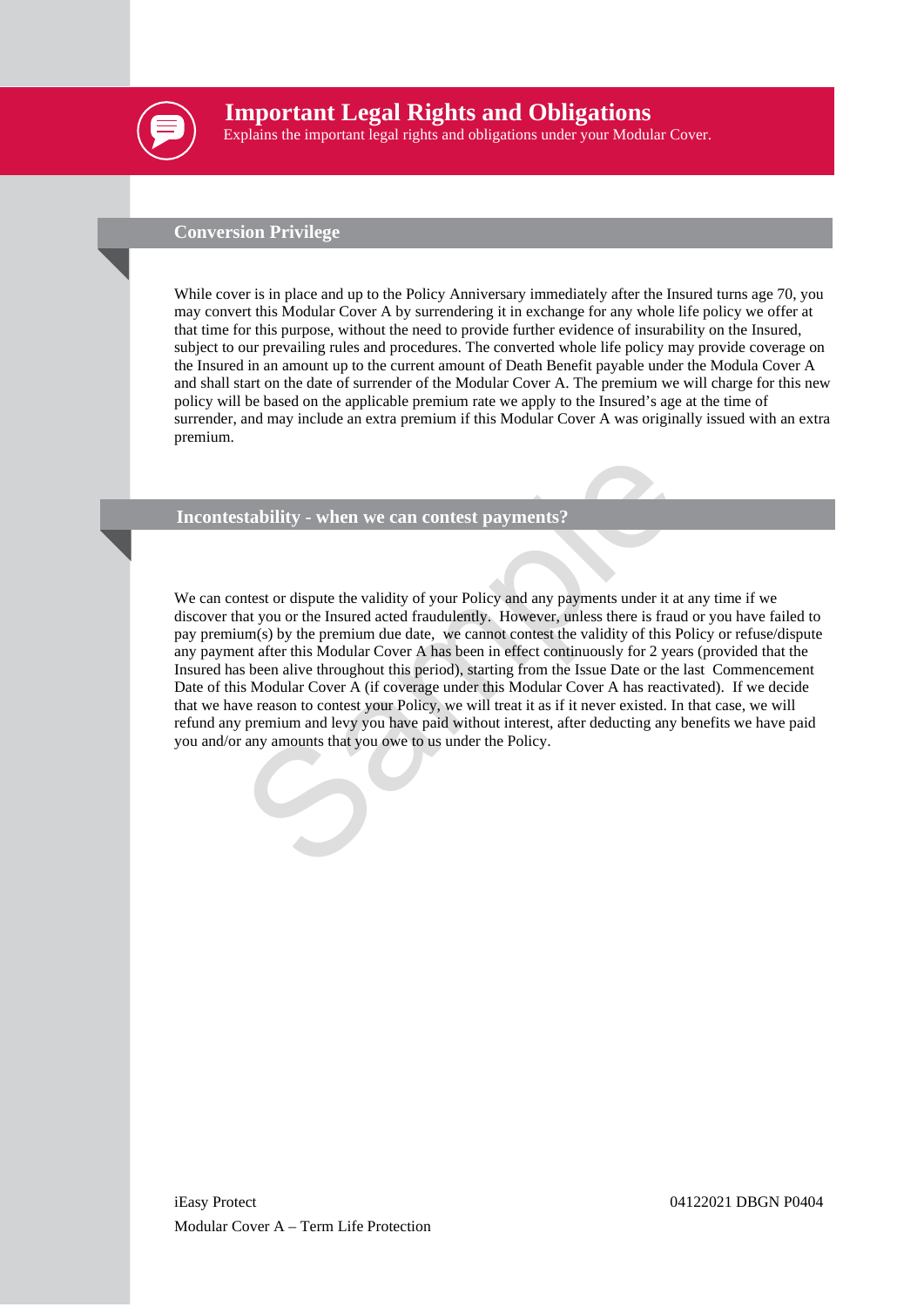# Important Legal Rights and Obligations

Explains the important legal rights and obligations under your Modular Cover.

## Conversion Privilege

While cover is in place and up to the Policy Anniversary immediately after the Insured turns age 70, you may convert this Modular Cover A by surrendering it in exchange for any whole life policy we offer at that time for this purpose, without the need to provide further evidence of insurability on the Insured, subject to our prevailing rules and procedures. The converted whole life policy may provide coverage on the Insured in an amount up to the current amount of Death Benefit payable under the Modula Cover A and shall start on the date of surrender of the Modular Cover A. The premium we will charge for this new policy will be based on the applicable premium rate we apply to the Insured's age at the time of surrender, and may include an extra premium if this Modular Cover A was originally issued with an extra premium.

## Incontestability - when we can contest payments?

We can contest or dispute the validity of your Policy and any payments under it at any time if we discover that you or the Insured acted fraudulently. However, unless there is fraud or you have failed to pay premium(s) by the premium due date, we cannot contest the validity of this Policy or refuse/dispute any payment after this Modular Cover A has been in effect continuously for 2 years (provided that the Insured has been alive throughout this period), starting from the Issue Date or the last Commencement Date of this Modular Cover A (if coverage under this Modular Cover A has reactivated). If we decide that we have reason to contest your Policy, we will treat it as if it never existed. In that case, we will refund any premium and levy you have paid without interest, after deducting any benefits we have paid you and/or any amounts that you owe to us under the Policy.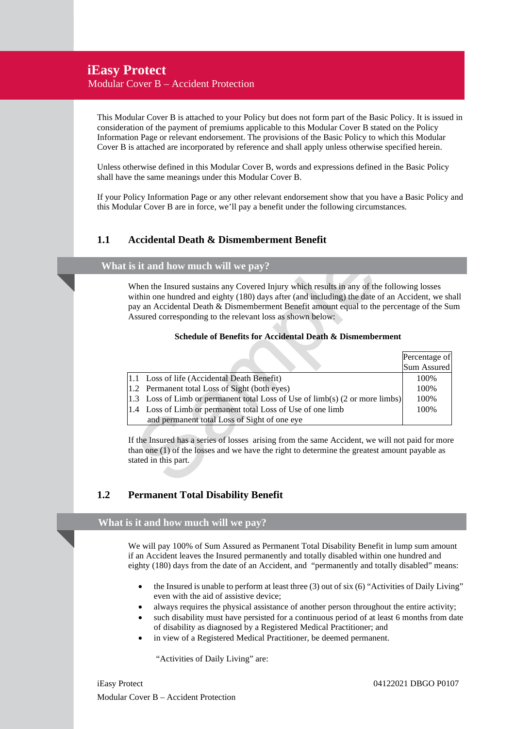# iEasy Protect
## Modular Cover B – Accident Protection

This Modular Cover B is attached to your Policy but does not form part of the Basic Policy. It is issued in consideration of the payment of premiums applicable to this Modular Cover B stated on the Policy Information Page or relevant endorsement. The provisions of the Basic Policy to which this Modular Cover B is attached are incorporated by reference and shall apply unless otherwise specified herein.

Unless otherwise defined in this Modular Cover B, words and expressions defined in the Basic Policy shall have the same meanings under this Modular Cover B.

If your Policy Information Page or any other relevant endorsement show that you have a Basic Policy and this Modular Cover B are in force, we'll pay a benefit under the following circumstances.

### 1.1 Accidental Death & Dismemberment Benefit

#### What is it and how much will we pay?

When the Insured sustains any Covered Injury which results in any of the following losses within one hundred and eighty (180) days after (and including) the date of an Accident, we shall pay an Accidental Death & Dismemberment Benefit amount equal to the percentage of the Sum Assured corresponding to the relevant loss as shown below:

**Schedule of Benefits for Accidental Death & Dismemberment**

| | Percentage of Sum Assured |
|---|---|
| 1.1 Loss of life (Accidental Death Benefit) | 100% |
| 1.2 Permanent total Loss of Sight (both eyes) | 100% |
| 1.3 Loss of Limb or permanent total Loss of Use of limb(s) (2 or more limbs) | 100% |
| 1.4 Loss of Limb or permanent total Loss of Use of one limb and permanent total Loss of Sight of one eye | 100% |

If the Insured has a series of losses arising from the same Accident, we will not paid for more than one (1) of the losses and we have the right to determine the greatest amount payable as stated in this part.

### 1.2 Permanent Total Disability Benefit

#### What is it and how much will we pay?

We will pay 100% of Sum Assured as Permanent Total Disability Benefit in lump sum amount if an Accident leaves the Insured permanently and totally disabled within one hundred and eighty (180) days from the date of an Accident, and "permanently and totally disabled" means:

- the Insured is unable to perform at least three (3) out of six (6) "Activities of Daily Living" even with the aid of assistive device;
- always requires the physical assistance of another person throughout the entire activity;
- such disability must have persisted for a continuous period of at least 6 months from date of disability as diagnosed by a Registered Medical Practitioner; and
- in view of a Registered Medical Practitioner, be deemed permanent.

"Activities of Daily Living" are: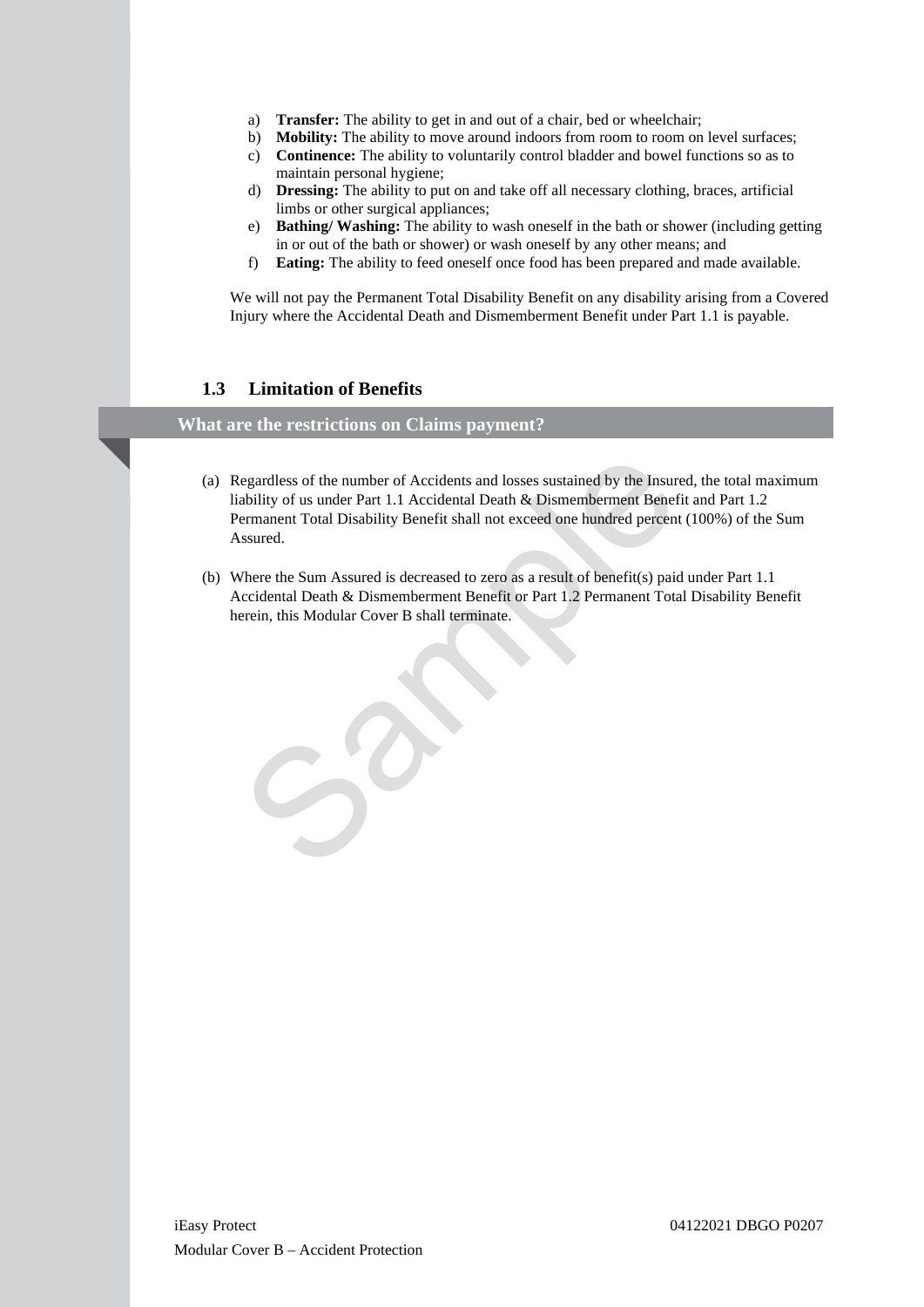a) **Transfer:** The ability to get in and out of a chair, bed or wheelchair;
b) **Mobility:** The ability to move around indoors from room to room on level surfaces;
c) **Continence:** The ability to voluntarily control bladder and bowel functions so as to maintain personal hygiene;
d) **Dressing:** The ability to put on and take off all necessary clothing, braces, artificial limbs or other surgical appliances;
e) **Bathing/ Washing:** The ability to wash oneself in the bath or shower (including getting in or out of the bath or shower) or wash oneself by any other means; and
f) **Eating:** The ability to feed oneself once food has been prepared and made available.

We will not pay the Permanent Total Disability Benefit on any disability arising from a Covered Injury where the Accidental Death and Dismemberment Benefit under Part 1.1 is payable.

### 1.3 Limitation of Benefits

**What are the restrictions on Claims payment?**

(a) Regardless of the number of Accidents and losses sustained by the Insured, the total maximum liability of us under Part 1.1 Accidental Death & Dismemberment Benefit and Part 1.2 Permanent Total Disability Benefit shall not exceed one hundred percent (100%) of the Sum Assured.

(b) Where the Sum Assured is decreased to zero as a result of benefit(s) paid under Part 1.1 Accidental Death & Dismemberment Benefit or Part 1.2 Permanent Total Disability Benefit herein, this Modular Cover B shall terminate.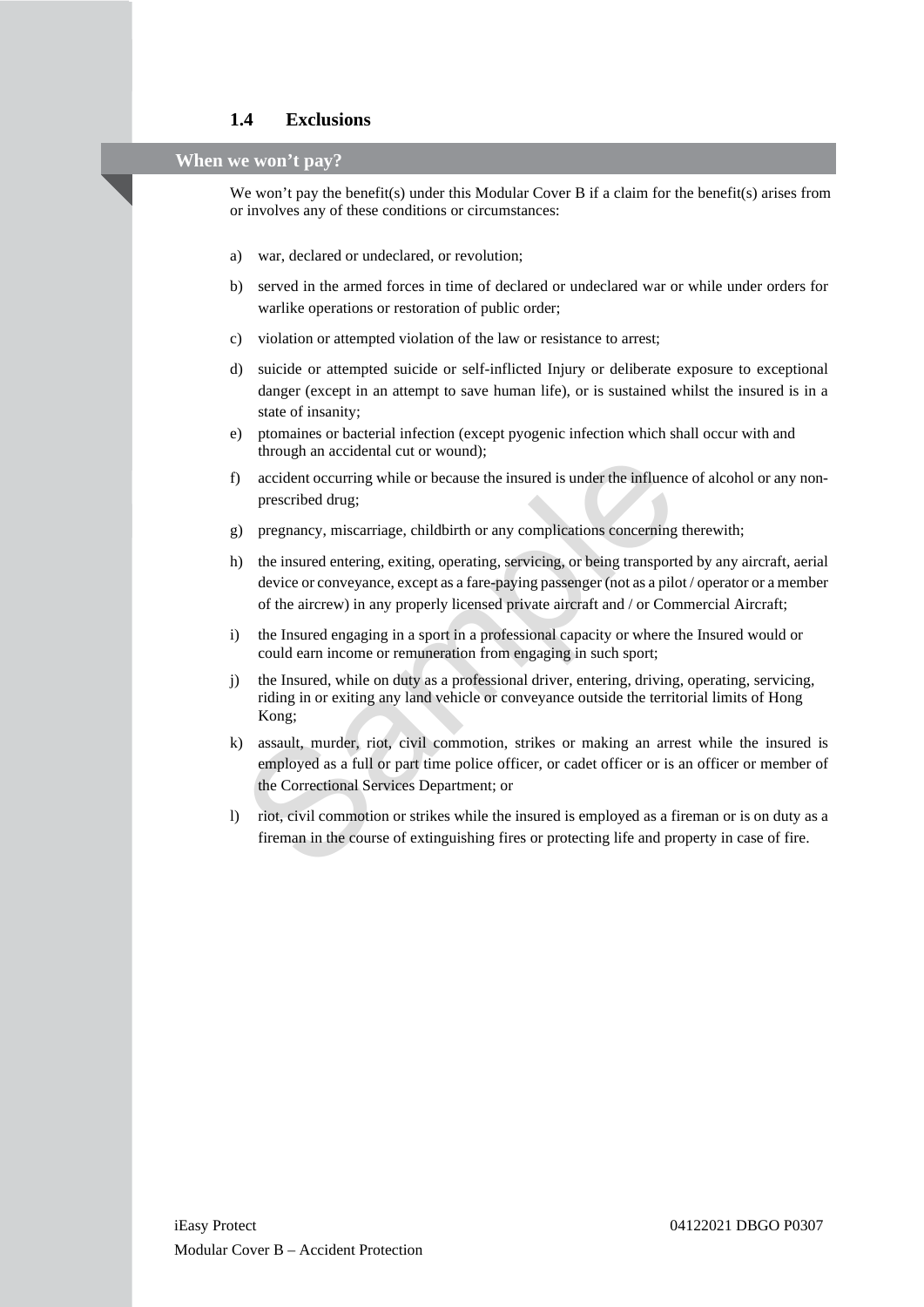### 1.4 Exclusions

**When we won't pay?**

We won't pay the benefit(s) under this Modular Cover B if a claim for the benefit(s) arises from or involves any of these conditions or circumstances:

a) war, declared or undeclared, or revolution;

b) served in the armed forces in time of declared or undeclared war or while under orders for warlike operations or restoration of public order;

c) violation or attempted violation of the law or resistance to arrest;

d) suicide or attempted suicide or self-inflicted Injury or deliberate exposure to exceptional danger (except in an attempt to save human life), or is sustained whilst the insured is in a state of insanity;

e) ptomaines or bacterial infection (except pyogenic infection which shall occur with and through an accidental cut or wound);

f) accident occurring while or because the insured is under the influence of alcohol or any non-prescribed drug;

g) pregnancy, miscarriage, childbirth or any complications concerning therewith;

h) the insured entering, exiting, operating, servicing, or being transported by any aircraft, aerial device or conveyance, except as a fare-paying passenger (not as a pilot / operator or a member of the aircrew) in any properly licensed private aircraft and / or Commercial Aircraft;

i) the Insured engaging in a sport in a professional capacity or where the Insured would or could earn income or remuneration from engaging in such sport;

j) the Insured, while on duty as a professional driver, entering, driving, operating, servicing, riding in or exiting any land vehicle or conveyance outside the territorial limits of Hong Kong;

k) assault, murder, riot, civil commotion, strikes or making an arrest while the insured is employed as a full or part time police officer, or cadet officer or is an officer or member of the Correctional Services Department; or

l) riot, civil commotion or strikes while the insured is employed as a fireman or is on duty as a fireman in the course of extinguishing fires or protecting life and property in case of fire.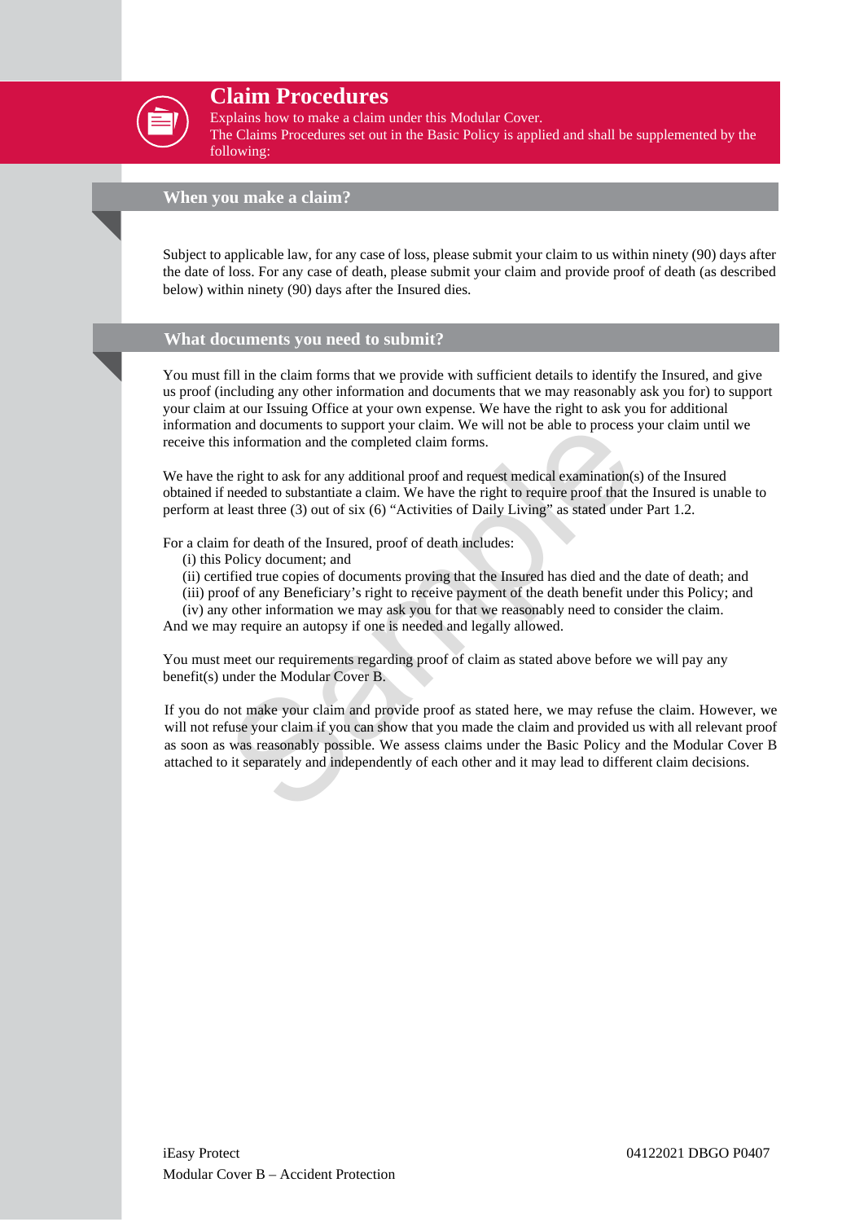# Claim Procedures

Explains how to make a claim under this Modular Cover.
The Claims Procedures set out in the Basic Policy is applied and shall be supplemented by the following:

## When you make a claim?

Subject to applicable law, for any case of loss, please submit your claim to us within ninety (90) days after the date of loss. For any case of death, please submit your claim and provide proof of death (as described below) within ninety (90) days after the Insured dies.

## What documents you need to submit?

You must fill in the claim forms that we provide with sufficient details to identify the Insured, and give us proof (including any other information and documents that we may reasonably ask you for) to support your claim at our Issuing Office at your own expense. We have the right to ask you for additional information and documents to support your claim. We will not be able to process your claim until we receive this information and the completed claim forms.

We have the right to ask for any additional proof and request medical examination(s) of the Insured obtained if needed to substantiate a claim. We have the right to require proof that the Insured is unable to perform at least three (3) out of six (6) "Activities of Daily Living" as stated under Part 1.2.

For a claim for death of the Insured, proof of death includes:

(i) this Policy document; and
(ii) certified true copies of documents proving that the Insured has died and the date of death; and
(iii) proof of any Beneficiary's right to receive payment of the death benefit under this Policy; and
(iv) any other information we may ask you for that we reasonably need to consider the claim.

And we may require an autopsy if one is needed and legally allowed.

You must meet our requirements regarding proof of claim as stated above before we will pay any benefit(s) under the Modular Cover B.

If you do not make your claim and provide proof as stated here, we may refuse the claim. However, we will not refuse your claim if you can show that you made the claim and provided us with all relevant proof as soon as was reasonably possible. We assess claims under the Basic Policy and the Modular Cover B attached to it separately and independently of each other and it may lead to different claim decisions.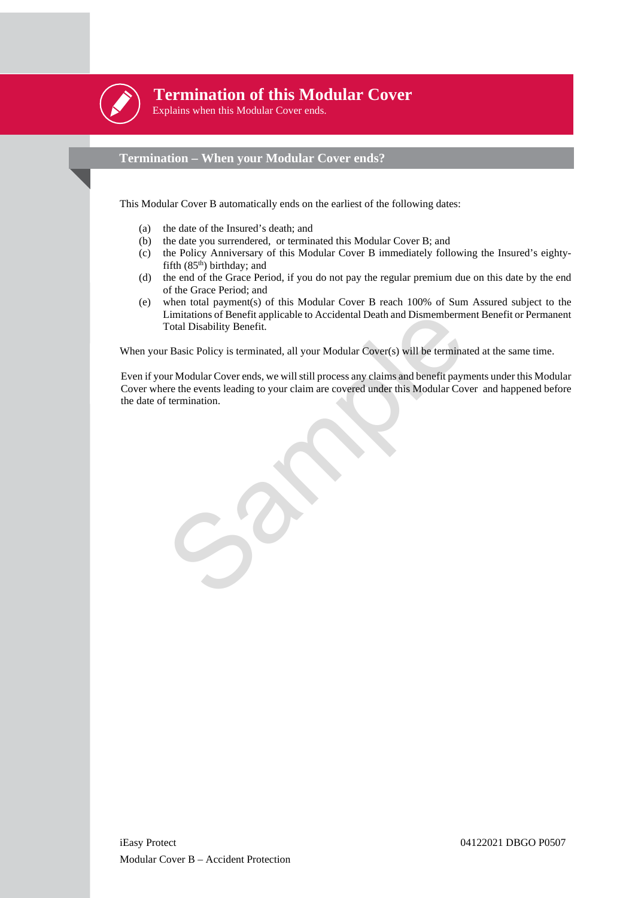# Termination of this Modular Cover

Explains when this Modular Cover ends.

## Termination – When your Modular Cover ends?

This Modular Cover B automatically ends on the earliest of the following dates:

(a) the date of the Insured's death; and
(b) the date you surrendered, or terminated this Modular Cover B; and
(c) the Policy Anniversary of this Modular Cover B immediately following the Insured's eighty-fifth (85th) birthday; and
(d) the end of the Grace Period, if you do not pay the regular premium due on this date by the end of the Grace Period; and
(e) when total payment(s) of this Modular Cover B reach 100% of Sum Assured subject to the Limitations of Benefit applicable to Accidental Death and Dismemberment Benefit or Permanent Total Disability Benefit.

When your Basic Policy is terminated, all your Modular Cover(s) will be terminated at the same time.

Even if your Modular Cover ends, we will still process any claims and benefit payments under this Modular Cover where the events leading to your claim are covered under this Modular Cover and happened before the date of termination.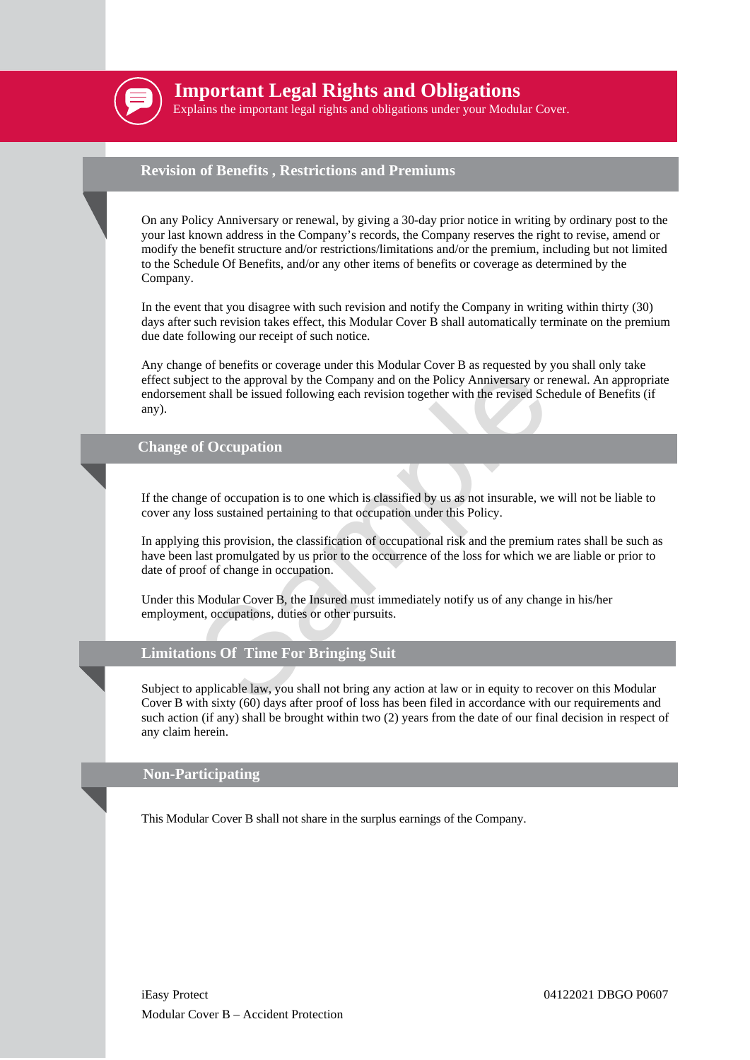# Important Legal Rights and Obligations

Explains the important legal rights and obligations under your Modular Cover.

## Revision of Benefits , Restrictions and Premiums

On any Policy Anniversary or renewal, by giving a 30-day prior notice in writing by ordinary post to the your last known address in the Company's records, the Company reserves the right to revise, amend or modify the benefit structure and/or restrictions/limitations and/or the premium, including but not limited to the Schedule Of Benefits, and/or any other items of benefits or coverage as determined by the Company.

In the event that you disagree with such revision and notify the Company in writing within thirty (30) days after such revision takes effect, this Modular Cover B shall automatically terminate on the premium due date following our receipt of such notice.

Any change of benefits or coverage under this Modular Cover B as requested by you shall only take effect subject to the approval by the Company and on the Policy Anniversary or renewal. An appropriate endorsement shall be issued following each revision together with the revised Schedule of Benefits (if any).

## Change of Occupation

If the change of occupation is to one which is classified by us as not insurable, we will not be liable to cover any loss sustained pertaining to that occupation under this Policy.

In applying this provision, the classification of occupational risk and the premium rates shall be such as have been last promulgated by us prior to the occurrence of the loss for which we are liable or prior to date of proof of change in occupation.

Under this Modular Cover B, the Insured must immediately notify us of any change in his/her employment, occupations, duties or other pursuits.

## Limitations Of Time For Bringing Suit

Subject to applicable law, you shall not bring any action at law or in equity to recover on this Modular Cover B with sixty (60) days after proof of loss has been filed in accordance with our requirements and such action (if any) shall be brought within two (2) years from the date of our final decision in respect of any claim herein.

## Non-Participating

This Modular Cover B shall not share in the surplus earnings of the Company.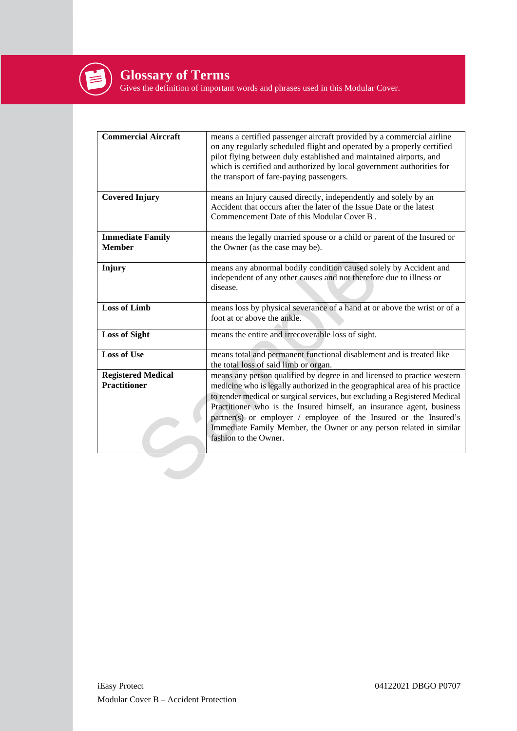# Glossary of Terms

Gives the definition of important words and phrases used in this Modular Cover.

| | |
|---|---|
| **Commercial Aircraft** | means a certified passenger aircraft provided by a commercial airline on any regularly scheduled flight and operated by a properly certified pilot flying between duly established and maintained airports, and which is certified and authorized by local government authorities for the transport of fare-paying passengers. |
| **Covered Injury** | means an Injury caused directly, independently and solely by an Accident that occurs after the later of the Issue Date or the latest Commencement Date of this Modular Cover B . |
| **Immediate Family Member** | means the legally married spouse or a child or parent of the Insured or the Owner (as the case may be). |
| **Injury** | means any abnormal bodily condition caused solely by Accident and independent of any other causes and not therefore due to illness or disease. |
| **Loss of Limb** | means loss by physical severance of a hand at or above the wrist or of a foot at or above the ankle. |
| **Loss of Sight** | means the entire and irrecoverable loss of sight. |
| **Loss of Use** | means total and permanent functional disablement and is treated like the total loss of said limb or organ. |
| **Registered Medical Practitioner** | means any person qualified by degree in and licensed to practice western medicine who is legally authorized in the geographical area of his practice to render medical or surgical services, but excluding a Registered Medical Practitioner who is the Insured himself, an insurance agent, business partner(s) or employer / employee of the Insured or the Insured's Immediate Family Member, the Owner or any person related in similar fashion to the Owner. |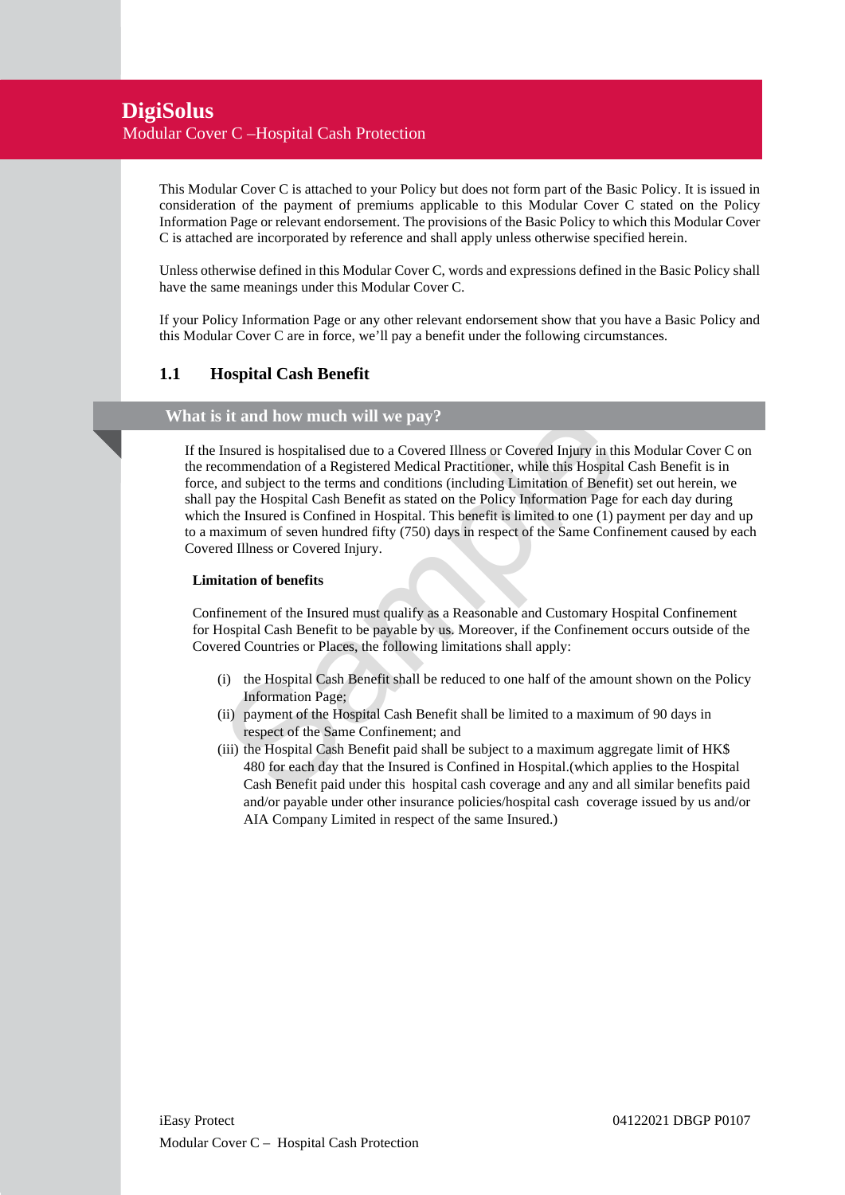# DigiSolus

Modular Cover C –Hospital Cash Protection

This Modular Cover C is attached to your Policy but does not form part of the Basic Policy. It is issued in consideration of the payment of premiums applicable to this Modular Cover C stated on the Policy Information Page or relevant endorsement. The provisions of the Basic Policy to which this Modular Cover C is attached are incorporated by reference and shall apply unless otherwise specified herein.

Unless otherwise defined in this Modular Cover C, words and expressions defined in the Basic Policy shall have the same meanings under this Modular Cover C.

If your Policy Information Page or any other relevant endorsement show that you have a Basic Policy and this Modular Cover C are in force, we'll pay a benefit under the following circumstances.

## 1.1 Hospital Cash Benefit

### What is it and how much will we pay?

If the Insured is hospitalised due to a Covered Illness or Covered Injury in this Modular Cover C on the recommendation of a Registered Medical Practitioner, while this Hospital Cash Benefit is in force, and subject to the terms and conditions (including Limitation of Benefit) set out herein, we shall pay the Hospital Cash Benefit as stated on the Policy Information Page for each day during which the Insured is Confined in Hospital. This benefit is limited to one (1) payment per day and up to a maximum of seven hundred fifty (750) days in respect of the Same Confinement caused by each Covered Illness or Covered Injury.

**Limitation of benefits**

Confinement of the Insured must qualify as a Reasonable and Customary Hospital Confinement for Hospital Cash Benefit to be payable by us. Moreover, if the Confinement occurs outside of the Covered Countries or Places, the following limitations shall apply:

(i) the Hospital Cash Benefit shall be reduced to one half of the amount shown on the Policy Information Page;

(ii) payment of the Hospital Cash Benefit shall be limited to a maximum of 90 days in respect of the Same Confinement; and

(iii) the Hospital Cash Benefit paid shall be subject to a maximum aggregate limit of HK$ 480 for each day that the Insured is Confined in Hospital.(which applies to the Hospital Cash Benefit paid under this hospital cash coverage and any and all similar benefits paid and/or payable under other insurance policies/hospital cash coverage issued by us and/or AIA Company Limited in respect of the same Insured.)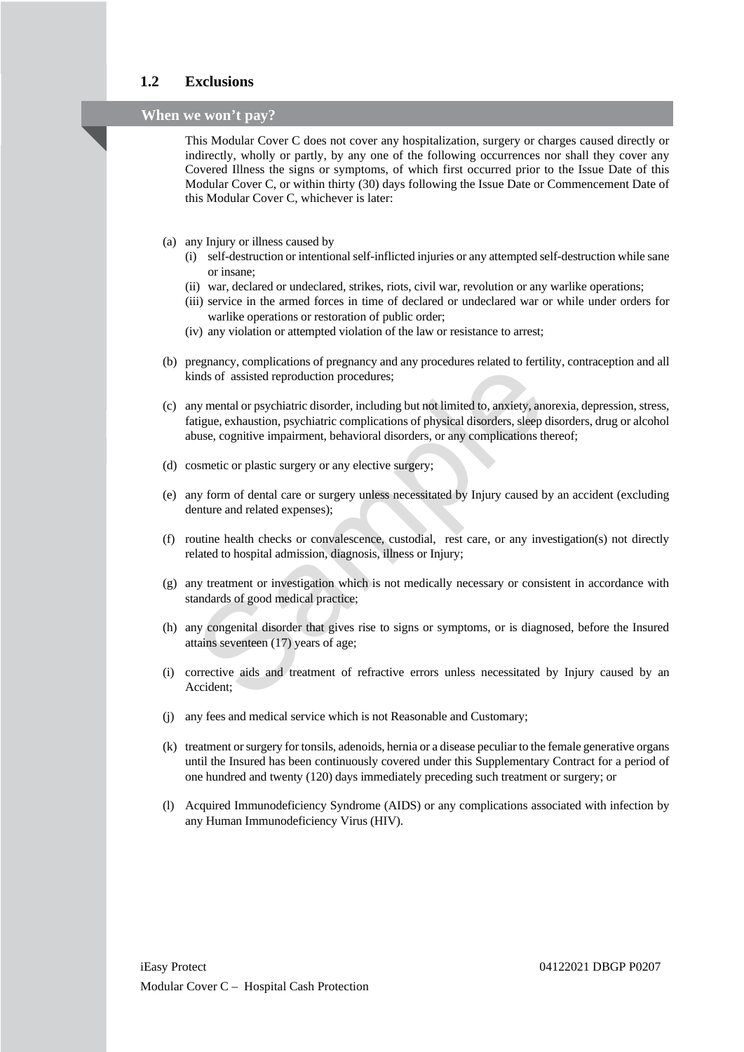## 1.2 Exclusions

### When we won't pay?

This Modular Cover C does not cover any hospitalization, surgery or charges caused directly or indirectly, wholly or partly, by any one of the following occurrences nor shall they cover any Covered Illness the signs or symptoms, of which first occurred prior to the Issue Date of this Modular Cover C, or within thirty (30) days following the Issue Date or Commencement Date of this Modular Cover C, whichever is later:

(a) any Injury or illness caused by
   (i) self-destruction or intentional self-inflicted injuries or any attempted self-destruction while sane or insane;
   (ii) war, declared or undeclared, strikes, riots, civil war, revolution or any warlike operations;
   (iii) service in the armed forces in time of declared or undeclared war or while under orders for warlike operations or restoration of public order;
   (iv) any violation or attempted violation of the law or resistance to arrest;

(b) pregnancy, complications of pregnancy and any procedures related to fertility, contraception and all kinds of assisted reproduction procedures;

(c) any mental or psychiatric disorder, including but not limited to, anxiety, anorexia, depression, stress, fatigue, exhaustion, psychiatric complications of physical disorders, sleep disorders, drug or alcohol abuse, cognitive impairment, behavioral disorders, or any complications thereof;

(d) cosmetic or plastic surgery or any elective surgery;

(e) any form of dental care or surgery unless necessitated by Injury caused by an accident (excluding denture and related expenses);

(f) routine health checks or convalescence, custodial, rest care, or any investigation(s) not directly related to hospital admission, diagnosis, illness or Injury;

(g) any treatment or investigation which is not medically necessary or consistent in accordance with standards of good medical practice;

(h) any congenital disorder that gives rise to signs or symptoms, or is diagnosed, before the Insured attains seventeen (17) years of age;

(i) corrective aids and treatment of refractive errors unless necessitated by Injury caused by an Accident;

(j) any fees and medical service which is not Reasonable and Customary;

(k) treatment or surgery for tonsils, adenoids, hernia or a disease peculiar to the female generative organs until the Insured has been continuously covered under this Supplementary Contract for a period of one hundred and twenty (120) days immediately preceding such treatment or surgery; or

(l) Acquired Immunodeficiency Syndrome (AIDS) or any complications associated with infection by any Human Immunodeficiency Virus (HIV).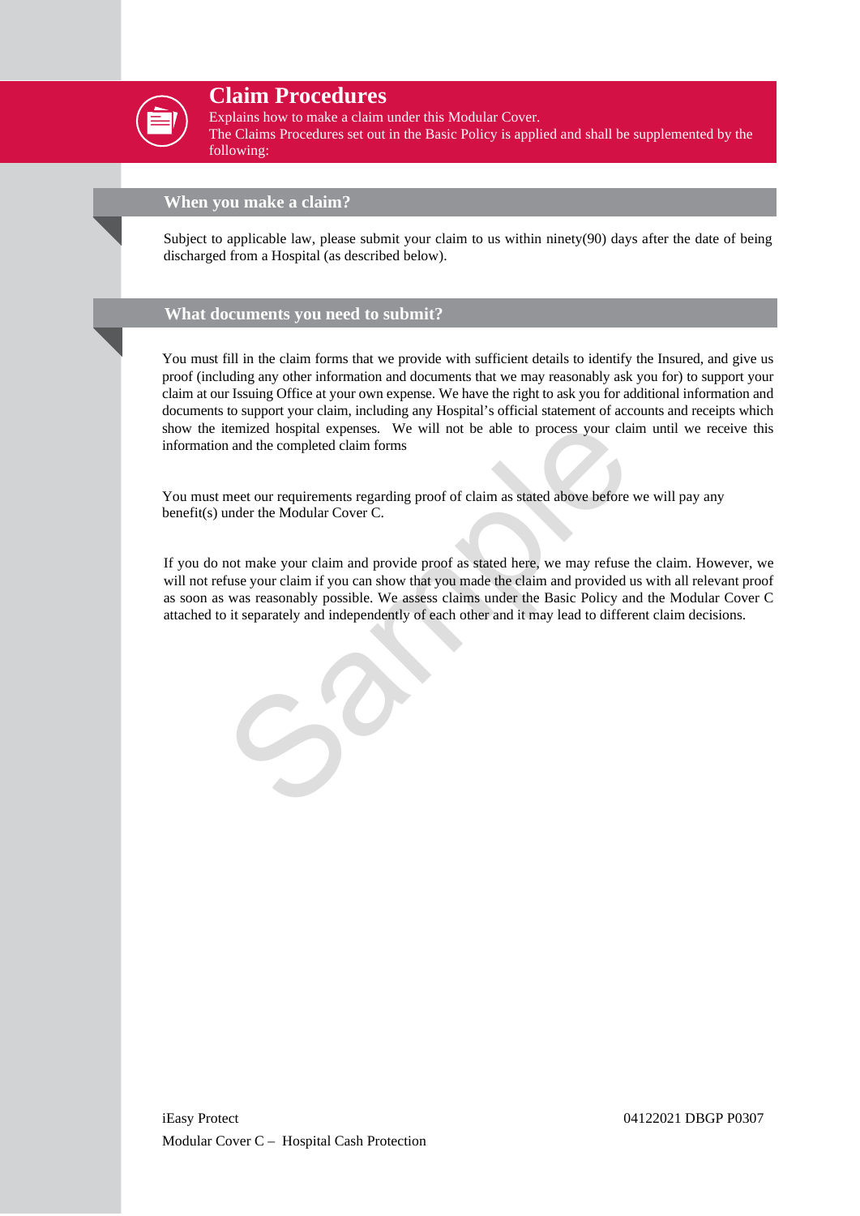# Claim Procedures

Explains how to make a claim under this Modular Cover.
The Claims Procedures set out in the Basic Policy is applied and shall be supplemented by the following:

## When you make a claim?

Subject to applicable law, please submit your claim to us within ninety(90) days after the date of being discharged from a Hospital (as described below).

## What documents you need to submit?

You must fill in the claim forms that we provide with sufficient details to identify the Insured, and give us proof (including any other information and documents that we may reasonably ask you for) to support your claim at our Issuing Office at your own expense. We have the right to ask you for additional information and documents to support your claim, including any Hospital's official statement of accounts and receipts which show the itemized hospital expenses. We will not be able to process your claim until we receive this information and the completed claim forms

You must meet our requirements regarding proof of claim as stated above before we will pay any benefit(s) under the Modular Cover C.

If you do not make your claim and provide proof as stated here, we may refuse the claim. However, we will not refuse your claim if you can show that you made the claim and provided us with all relevant proof as soon as was reasonably possible. We assess claims under the Basic Policy and the Modular Cover C attached to it separately and independently of each other and it may lead to different claim decisions.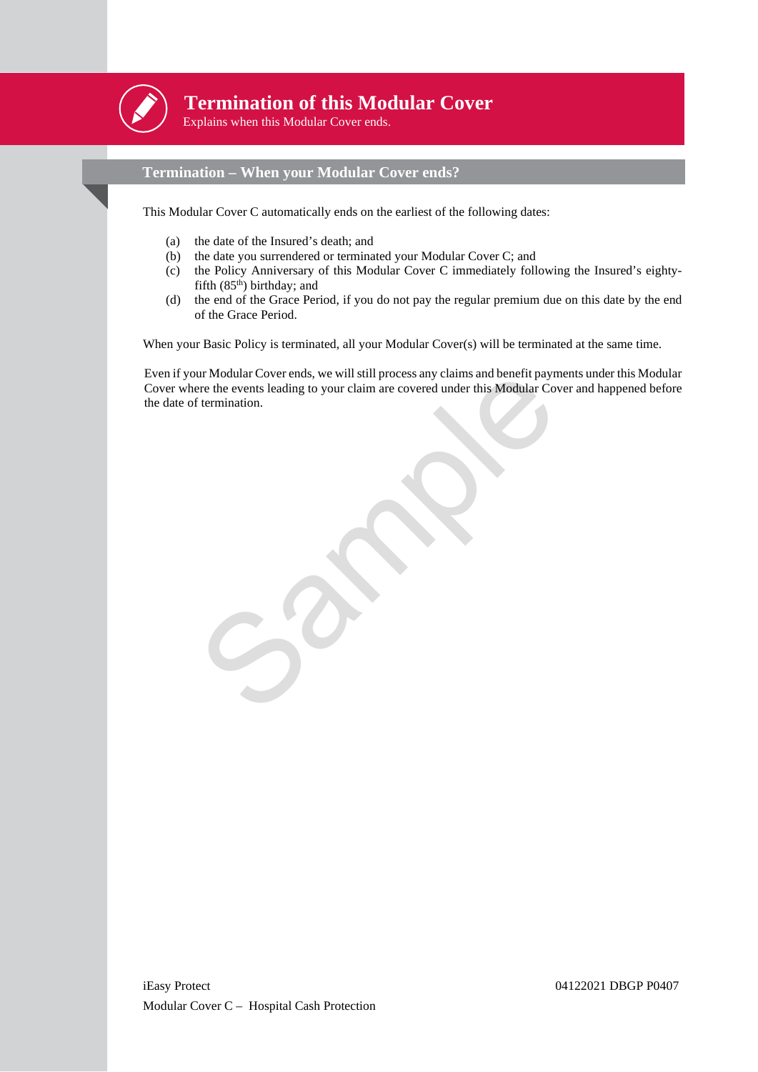# Termination of this Modular Cover

Explains when this Modular Cover ends.

## Termination – When your Modular Cover ends?

This Modular Cover C automatically ends on the earliest of the following dates:

(a) the date of the Insured's death; and
(b) the date you surrendered or terminated your Modular Cover C; and
(c) the Policy Anniversary of this Modular Cover C immediately following the Insured's eighty-fifth ($85^{th}$) birthday; and
(d) the end of the Grace Period, if you do not pay the regular premium due on this date by the end of the Grace Period.

When your Basic Policy is terminated, all your Modular Cover(s) will be terminated at the same time.

Even if your Modular Cover ends, we will still process any claims and benefit payments under this Modular Cover where the events leading to your claim are covered under this Modular Cover and happened before the date of termination.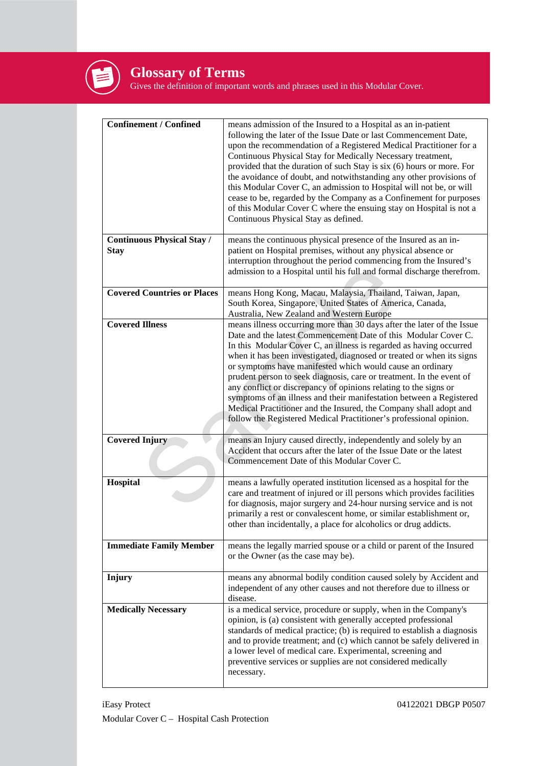# Glossary of Terms

Gives the definition of important words and phrases used in this Modular Cover.

| | |
|---|---|
| **Confinement / Confined** | means admission of the Insured to a Hospital as an in-patient following the later of the Issue Date or last Commencement Date, upon the recommendation of a Registered Medical Practitioner for a Continuous Physical Stay for Medically Necessary treatment, provided that the duration of such Stay is six (6) hours or more. For the avoidance of doubt, and notwithstanding any other provisions of this Modular Cover C, an admission to Hospital will not be, or will cease to be, regarded by the Company as a Confinement for purposes of this Modular Cover C where the ensuing stay on Hospital is not a Continuous Physical Stay as defined. |
| **Continuous Physical Stay / Stay** | means the continuous physical presence of the Insured as an in-patient on Hospital premises, without any physical absence or interruption throughout the period commencing from the Insured's admission to a Hospital until his full and formal discharge therefrom. |
| **Covered Countries or Places** | means Hong Kong, Macau, Malaysia, Thailand, Taiwan, Japan, South Korea, Singapore, United States of America, Canada, Australia, New Zealand and Western Europe |
| **Covered Illness** | means illness occurring more than 30 days after the later of the Issue Date and the latest Commencement Date of this Modular Cover C. In this Modular Cover C, an illness is regarded as having occurred when it has been investigated, diagnosed or treated or when its signs or symptoms have manifested which would cause an ordinary prudent person to seek diagnosis, care or treatment. In the event of any conflict or discrepancy of opinions relating to the signs or symptoms of an illness and their manifestation between a Registered Medical Practitioner and the Insured, the Company shall adopt and follow the Registered Medical Practitioner's professional opinion. |
| **Covered Injury** | means an Injury caused directly, independently and solely by an Accident that occurs after the later of the Issue Date or the latest Commencement Date of this Modular Cover C. |
| **Hospital** | means a lawfully operated institution licensed as a hospital for the care and treatment of injured or ill persons which provides facilities for diagnosis, major surgery and 24-hour nursing service and is not primarily a rest or convalescent home, or similar establishment or, other than incidentally, a place for alcoholics or drug addicts. |
| **Immediate Family Member** | means the legally married spouse or a child or parent of the Insured or the Owner (as the case may be). |
| **Injury** | means any abnormal bodily condition caused solely by Accident and independent of any other causes and not therefore due to illness or disease. |
| **Medically Necessary** | is a medical service, procedure or supply, when in the Company's opinion, is (a) consistent with generally accepted professional standards of medical practice; (b) is required to establish a diagnosis and to provide treatment; and (c) which cannot be safely delivered in a lower level of medical care. Experimental, screening and preventive services or supplies are not considered medically necessary. |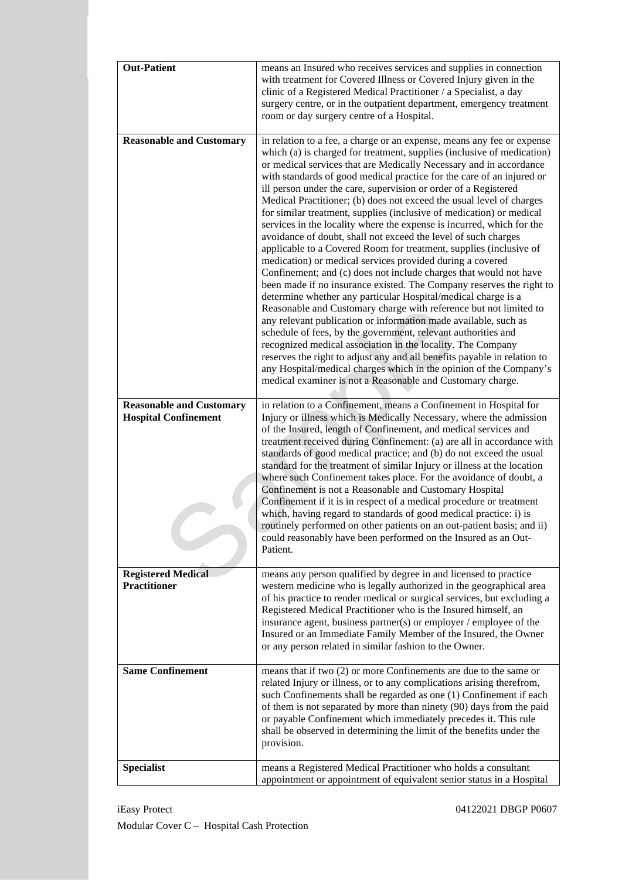| | |
|---|---|
| **Out-Patient** | means an Insured who receives services and supplies in connection with treatment for Covered Illness or Covered Injury given in the clinic of a Registered Medical Practitioner / a Specialist, a day surgery centre, or in the outpatient department, emergency treatment room or day surgery centre of a Hospital. |
| **Reasonable and Customary** | in relation to a fee, a charge or an expense, means any fee or expense which (a) is charged for treatment, supplies (inclusive of medication) or medical services that are Medically Necessary and in accordance with standards of good medical practice for the care of an injured or ill person under the care, supervision or order of a Registered Medical Practitioner; (b) does not exceed the usual level of charges for similar treatment, supplies (inclusive of medication) or medical services in the locality where the expense is incurred, which for the avoidance of doubt, shall not exceed the level of such charges applicable to a Covered Room for treatment, supplies (inclusive of medication) or medical services provided during a covered Confinement; and (c) does not include charges that would not have been made if no insurance existed. The Company reserves the right to determine whether any particular Hospital/medical charge is a Reasonable and Customary charge with reference but not limited to any relevant publication or information made available, such as schedule of fees, by the government, relevant authorities and recognized medical association in the locality. The Company reserves the right to adjust any and all benefits payable in relation to any Hospital/medical charges which in the opinion of the Company's medical examiner is not a Reasonable and Customary charge. |
| **Reasonable and Customary Hospital Confinement** | in relation to a Confinement, means a Confinement in Hospital for Injury or illness which is Medically Necessary, where the admission of the Insured, length of Confinement, and medical services and treatment received during Confinement: (a) are all in accordance with standards of good medical practice; and (b) do not exceed the usual standard for the treatment of similar Injury or illness at the location where such Confinement takes place. For the avoidance of doubt, a Confinement is not a Reasonable and Customary Hospital Confinement if it is in respect of a medical procedure or treatment which, having regard to standards of good medical practice: i) is routinely performed on other patients on an out-patient basis; and ii) could reasonably have been performed on the Insured as an Out-Patient. |
| **Registered Medical Practitioner** | means any person qualified by degree in and licensed to practice western medicine who is legally authorized in the geographical area of his practice to render medical or surgical services, but excluding a Registered Medical Practitioner who is the Insured himself, an insurance agent, business partner(s) or employer / employee of the Insured or an Immediate Family Member of the Insured, the Owner or any person related in similar fashion to the Owner. |
| **Same Confinement** | means that if two (2) or more Confinements are due to the same or related Injury or illness, or to any complications arising therefrom, such Confinements shall be regarded as one (1) Confinement if each of them is not separated by more than ninety (90) days from the paid or payable Confinement which immediately precedes it. This rule shall be observed in determining the limit of the benefits under the provision. |
| **Specialist** | means a Registered Medical Practitioner who holds a consultant appointment or appointment of equivalent senior status in a Hospital |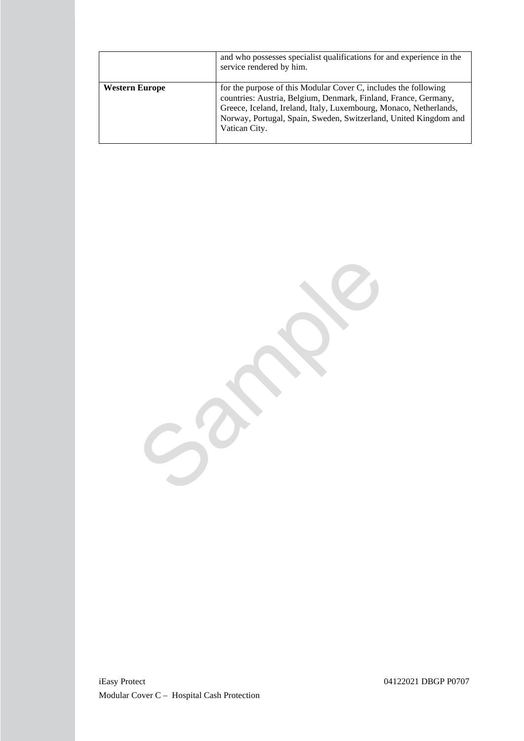|  |  |
|---|---|
|  | and who possesses specialist qualifications for and experience in the service rendered by him. |
| **Western Europe** | for the purpose of this Modular Cover C, includes the following countries: Austria, Belgium, Denmark, Finland, France, Germany, Greece, Iceland, Ireland, Italy, Luxembourg, Monaco, Netherlands, Norway, Portugal, Spain, Sweden, Switzerland, United Kingdom and Vatican City. |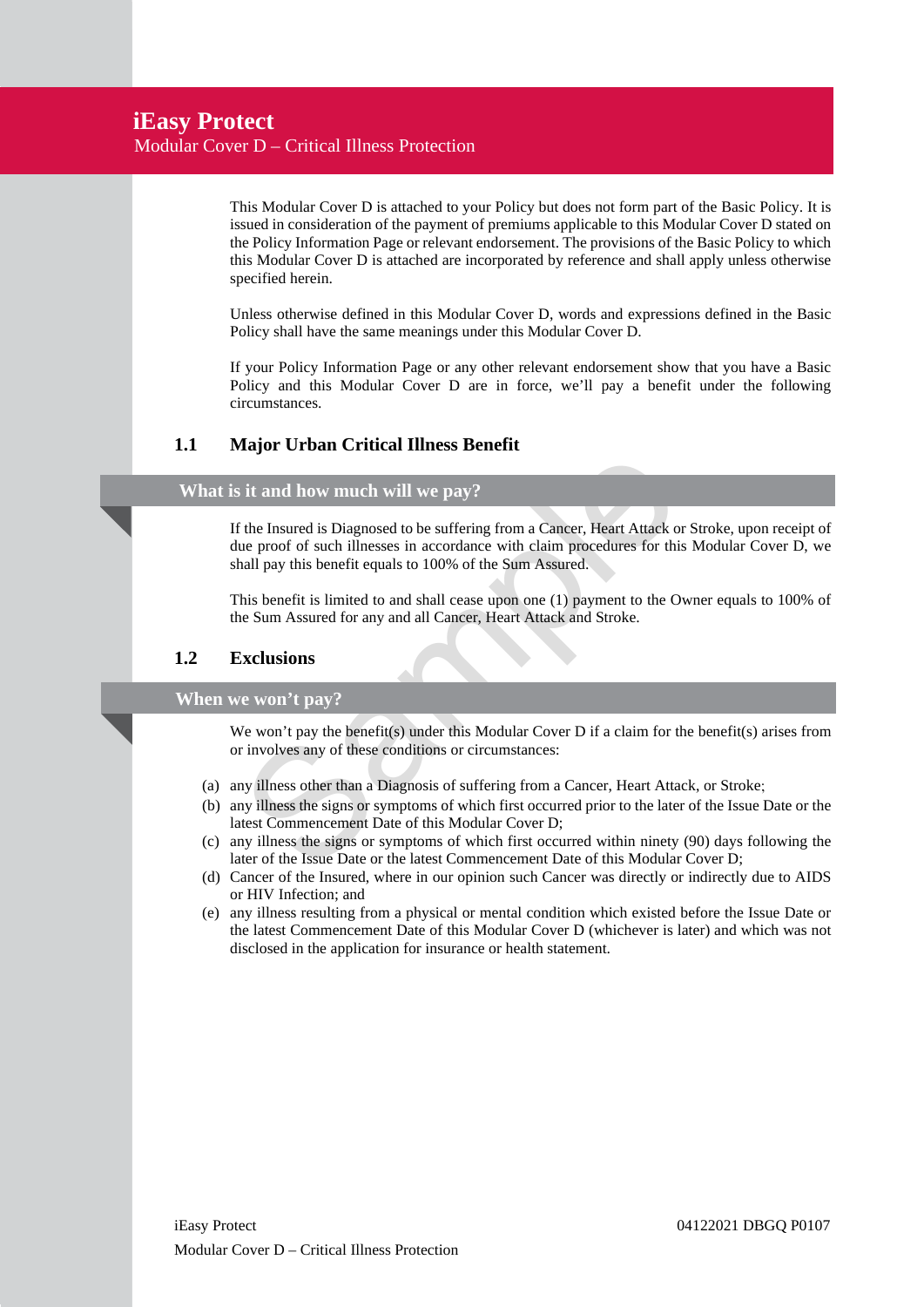# iEasy Protect

## Modular Cover D – Critical Illness Protection

This Modular Cover D is attached to your Policy but does not form part of the Basic Policy. It is issued in consideration of the payment of premiums applicable to this Modular Cover D stated on the Policy Information Page or relevant endorsement. The provisions of the Basic Policy to which this Modular Cover D is attached are incorporated by reference and shall apply unless otherwise specified herein.

Unless otherwise defined in this Modular Cover D, words and expressions defined in the Basic Policy shall have the same meanings under this Modular Cover D.

If your Policy Information Page or any other relevant endorsement show that you have a Basic Policy and this Modular Cover D are in force, we'll pay a benefit under the following circumstances.

### 1.1 Major Urban Critical Illness Benefit

**What is it and how much will we pay?**

If the Insured is Diagnosed to be suffering from a Cancer, Heart Attack or Stroke, upon receipt of due proof of such illnesses in accordance with claim procedures for this Modular Cover D, we shall pay this benefit equals to 100% of the Sum Assured.

This benefit is limited to and shall cease upon one (1) payment to the Owner equals to 100% of the Sum Assured for any and all Cancer, Heart Attack and Stroke.

### 1.2 Exclusions

**When we won't pay?**

We won't pay the benefit(s) under this Modular Cover D if a claim for the benefit(s) arises from or involves any of these conditions or circumstances:

(a) any illness other than a Diagnosis of suffering from a Cancer, Heart Attack, or Stroke;
(b) any illness the signs or symptoms of which first occurred prior to the later of the Issue Date or the latest Commencement Date of this Modular Cover D;
(c) any illness the signs or symptoms of which first occurred within ninety (90) days following the later of the Issue Date or the latest Commencement Date of this Modular Cover D;
(d) Cancer of the Insured, where in our opinion such Cancer was directly or indirectly due to AIDS or HIV Infection; and
(e) any illness resulting from a physical or mental condition which existed before the Issue Date or the latest Commencement Date of this Modular Cover D (whichever is later) and which was not disclosed in the application for insurance or health statement.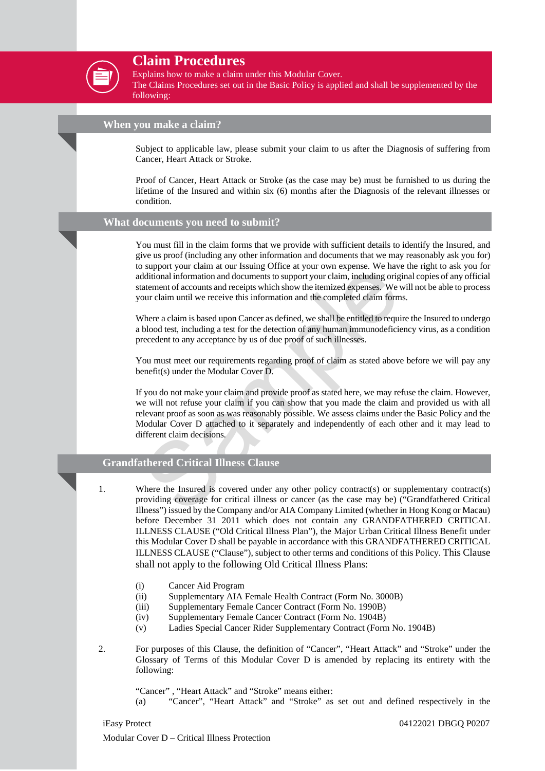# Claim Procedures

Explains how to make a claim under this Modular Cover.
The Claims Procedures set out in the Basic Policy is applied and shall be supplemented by the following:

## When you make a claim?

Subject to applicable law, please submit your claim to us after the Diagnosis of suffering from Cancer, Heart Attack or Stroke.

Proof of Cancer, Heart Attack or Stroke (as the case may be) must be furnished to us during the lifetime of the Insured and within six (6) months after the Diagnosis of the relevant illnesses or condition.

## What documents you need to submit?

You must fill in the claim forms that we provide with sufficient details to identify the Insured, and give us proof (including any other information and documents that we may reasonably ask you for) to support your claim at our Issuing Office at your own expense. We have the right to ask you for additional information and documents to support your claim, including original copies of any official statement of accounts and receipts which show the itemized expenses. We will not be able to process your claim until we receive this information and the completed claim forms.

Where a claim is based upon Cancer as defined, we shall be entitled to require the Insured to undergo a blood test, including a test for the detection of any human immunodeficiency virus, as a condition precedent to any acceptance by us of due proof of such illnesses.

You must meet our requirements regarding proof of claim as stated above before we will pay any benefit(s) under the Modular Cover D.

If you do not make your claim and provide proof as stated here, we may refuse the claim. However, we will not refuse your claim if you can show that you made the claim and provided us with all relevant proof as soon as was reasonably possible. We assess claims under the Basic Policy and the Modular Cover D attached to it separately and independently of each other and it may lead to different claim decisions.

## Grandfathered Critical Illness Clause

1. Where the Insured is covered under any other policy contract(s) or supplementary contract(s) providing coverage for critical illness or cancer (as the case may be) ("Grandfathered Critical Illness") issued by the Company and/or AIA Company Limited (whether in Hong Kong or Macau) before December 31 2011 which does not contain any GRANDFATHERED CRITICAL ILLNESS CLAUSE ("Old Critical Illness Plan"), the Major Urban Critical Illness Benefit under this Modular Cover D shall be payable in accordance with this GRANDFATHERED CRITICAL ILLNESS CLAUSE ("Clause"), subject to other terms and conditions of this Policy. This Clause shall not apply to the following Old Critical Illness Plans:

   (i) Cancer Aid Program
   (ii) Supplementary AIA Female Health Contract (Form No. 3000B)
   (iii) Supplementary Female Cancer Contract (Form No. 1990B)
   (iv) Supplementary Female Cancer Contract (Form No. 1904B)
   (v) Ladies Special Cancer Rider Supplementary Contract (Form No. 1904B)

2. For purposes of this Clause, the definition of "Cancer", "Heart Attack" and "Stroke" under the Glossary of Terms of this Modular Cover D is amended by replacing its entirety with the following:

   "Cancer" , "Heart Attack" and "Stroke" means either:
   (a) "Cancer", "Heart Attack" and "Stroke" as set out and defined respectively in the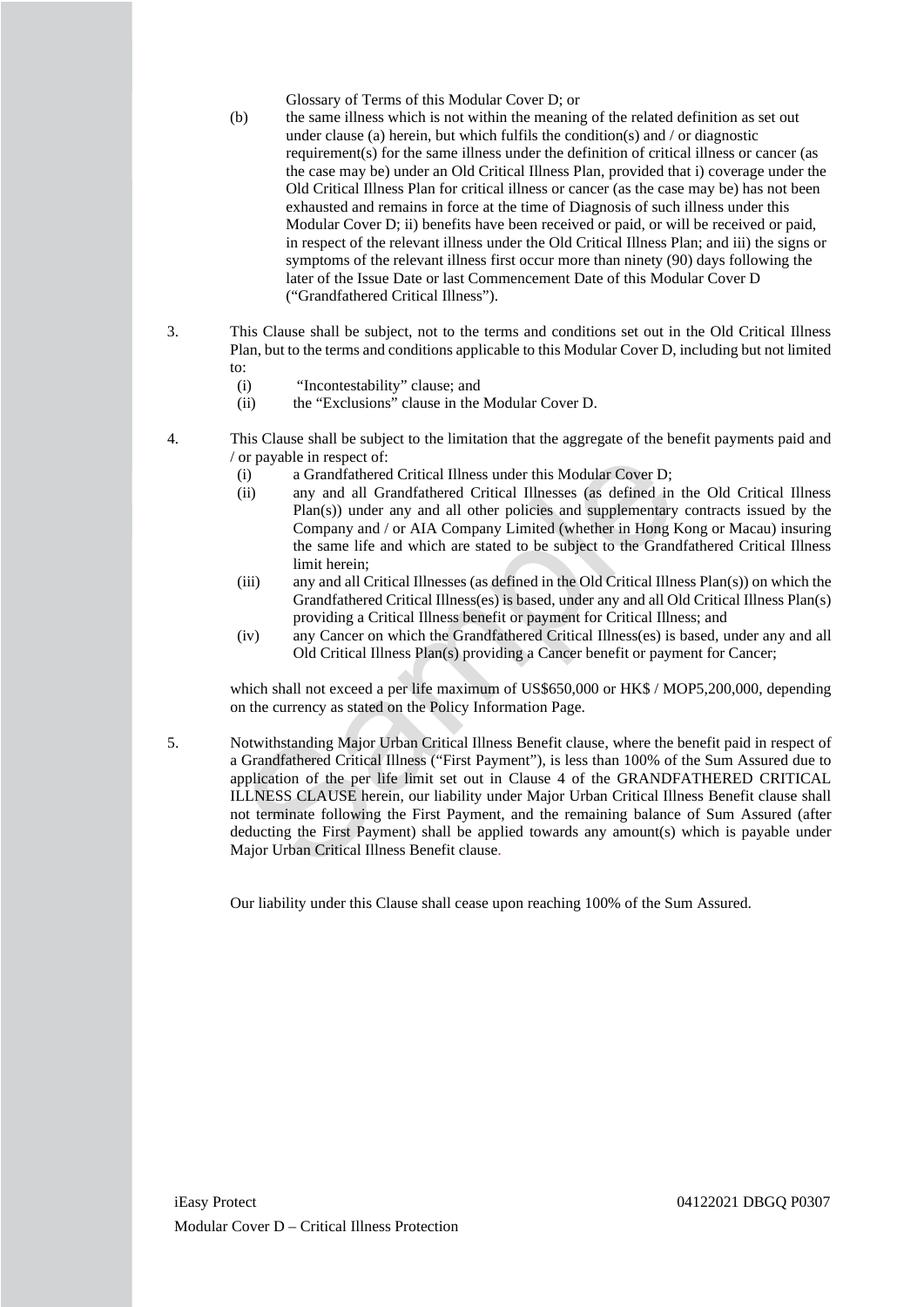Glossary of Terms of this Modular Cover D; or

(b) the same illness which is not within the meaning of the related definition as set out under clause (a) herein, but which fulfils the condition(s) and / or diagnostic requirement(s) for the same illness under the definition of critical illness or cancer (as the case may be) under an Old Critical Illness Plan, provided that i) coverage under the Old Critical Illness Plan for critical illness or cancer (as the case may be) has not been exhausted and remains in force at the time of Diagnosis of such illness under this Modular Cover D; ii) benefits have been received or paid, or will be received or paid, in respect of the relevant illness under the Old Critical Illness Plan; and iii) the signs or symptoms of the relevant illness first occur more than ninety (90) days following the later of the Issue Date or last Commencement Date of this Modular Cover D ("Grandfathered Critical Illness").

3. This Clause shall be subject, not to the terms and conditions set out in the Old Critical Illness Plan, but to the terms and conditions applicable to this Modular Cover D, including but not limited to:
   (i) "Incontestability" clause; and
   (ii) the "Exclusions" clause in the Modular Cover D.

4. This Clause shall be subject to the limitation that the aggregate of the benefit payments paid and / or payable in respect of:
   (i) a Grandfathered Critical Illness under this Modular Cover D;
   (ii) any and all Grandfathered Critical Illnesses (as defined in the Old Critical Illness Plan(s)) under any and all other policies and supplementary contracts issued by the Company and / or AIA Company Limited (whether in Hong Kong or Macau) insuring the same life and which are stated to be subject to the Grandfathered Critical Illness limit herein;
   (iii) any and all Critical Illnesses (as defined in the Old Critical Illness Plan(s)) on which the Grandfathered Critical Illness(es) is based, under any and all Old Critical Illness Plan(s) providing a Critical Illness benefit or payment for Critical Illness; and
   (iv) any Cancer on which the Grandfathered Critical Illness(es) is based, under any and all Old Critical Illness Plan(s) providing a Cancer benefit or payment for Cancer;

   which shall not exceed a per life maximum of US$650,000 or HK$ / MOP5,200,000, depending on the currency as stated on the Policy Information Page.

5. Notwithstanding Major Urban Critical Illness Benefit clause, where the benefit paid in respect of a Grandfathered Critical Illness ("First Payment"), is less than 100% of the Sum Assured due to application of the per life limit set out in Clause 4 of the GRANDFATHERED CRITICAL ILLNESS CLAUSE herein, our liability under Major Urban Critical Illness Benefit clause shall not terminate following the First Payment, and the remaining balance of Sum Assured (after deducting the First Payment) shall be applied towards any amount(s) which is payable under Major Urban Critical Illness Benefit clause.

   Our liability under this Clause shall cease upon reaching 100% of the Sum Assured.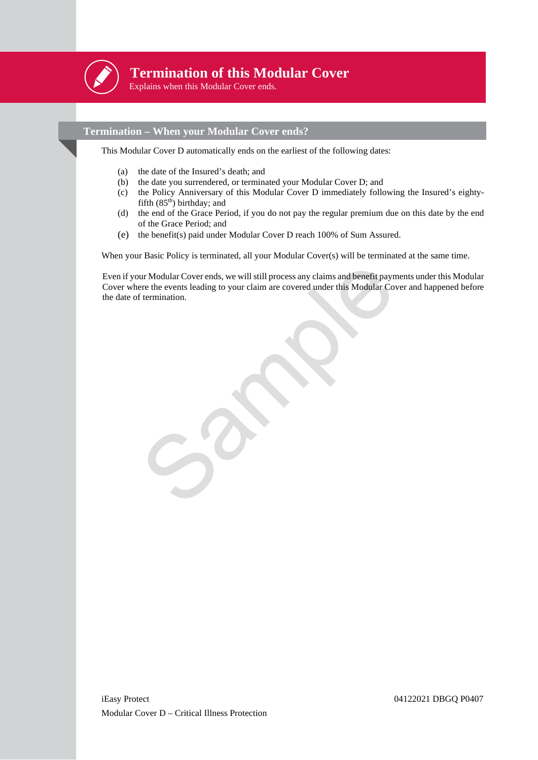# Termination of this Modular Cover

Explains when this Modular Cover ends.

## Termination – When your Modular Cover ends?

This Modular Cover D automatically ends on the earliest of the following dates:

(a) the date of the Insured's death; and

(b) the date you surrendered, or terminated your Modular Cover D; and

(c) the Policy Anniversary of this Modular Cover D immediately following the Insured's eighty-fifth (85th) birthday; and

(d) the end of the Grace Period, if you do not pay the regular premium due on this date by the end of the Grace Period; and

(e) the benefit(s) paid under Modular Cover D reach 100% of Sum Assured.

When your Basic Policy is terminated, all your Modular Cover(s) will be terminated at the same time.

Even if your Modular Cover ends, we will still process any claims and benefit payments under this Modular Cover where the events leading to your claim are covered under this Modular Cover and happened before the date of termination.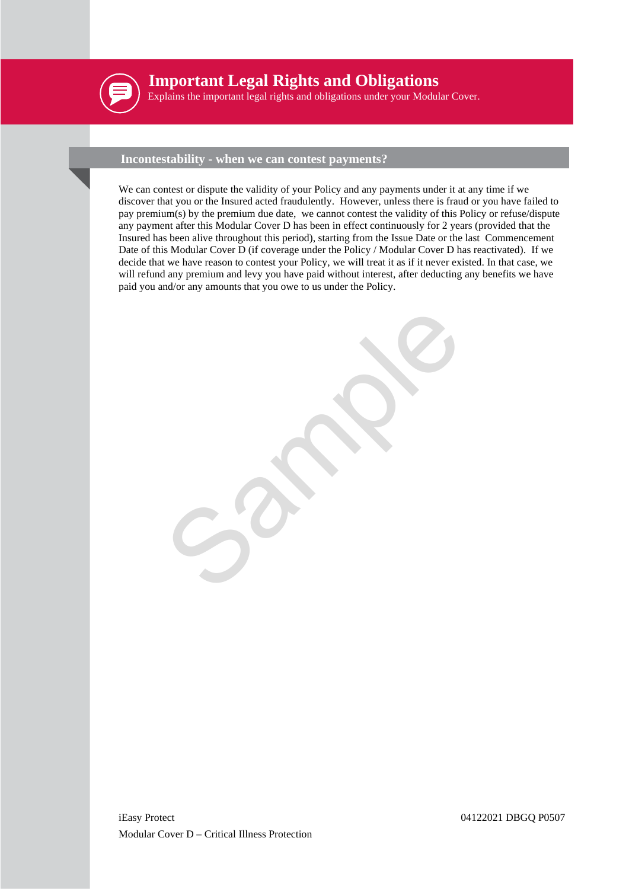# Important Legal Rights and Obligations

Explains the important legal rights and obligations under your Modular Cover.

## Incontestability - when we can contest payments?

We can contest or dispute the validity of your Policy and any payments under it at any time if we discover that you or the Insured acted fraudulently. However, unless there is fraud or you have failed to pay premium(s) by the premium due date, we cannot contest the validity of this Policy or refuse/dispute any payment after this Modular Cover D has been in effect continuously for 2 years (provided that the Insured has been alive throughout this period), starting from the Issue Date or the last Commencement Date of this Modular Cover D (if coverage under the Policy / Modular Cover D has reactivated). If we decide that we have reason to contest your Policy, we will treat it as if it never existed. In that case, we will refund any premium and levy you have paid without interest, after deducting any benefits we have paid you and/or any amounts that you owe to us under the Policy.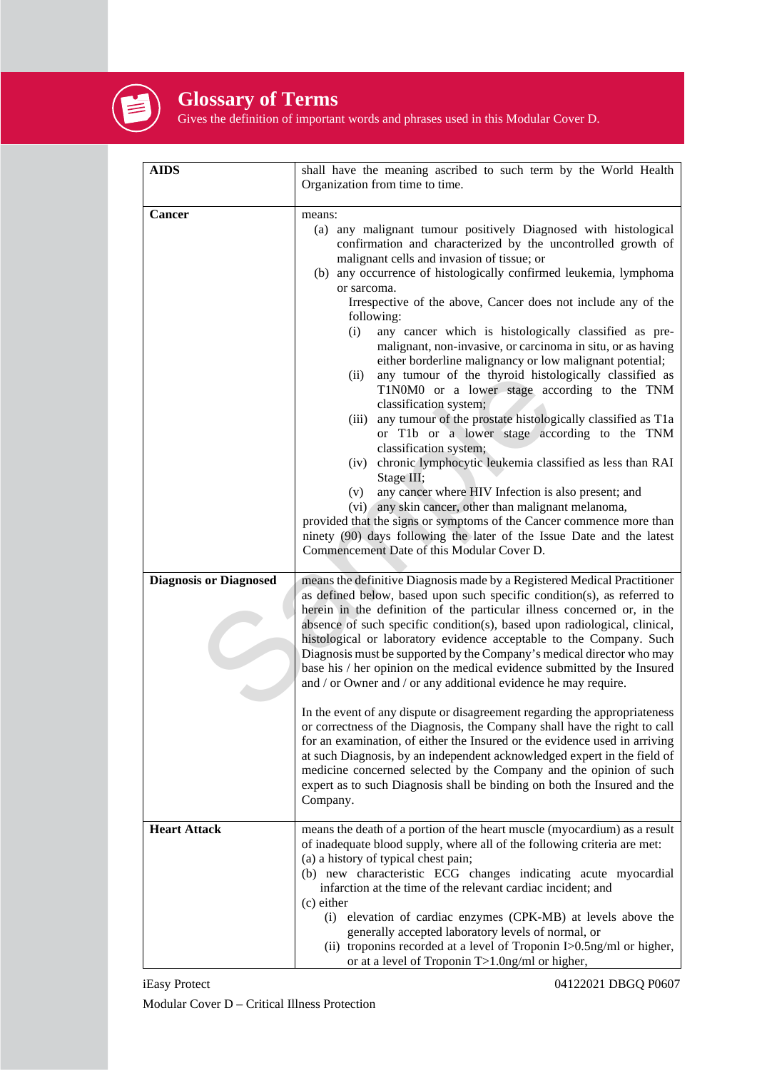# Glossary of Terms

Gives the definition of important words and phrases used in this Modular Cover D.

| Term | Definition |
|---|---|
| **AIDS** | shall have the meaning ascribed to such term by the World Health Organization from time to time. |
| **Cancer** | means:<br>(a) any malignant tumour positively Diagnosed with histological confirmation and characterized by the uncontrolled growth of malignant cells and invasion of tissue; or<br>(b) any occurrence of histologically confirmed leukemia, lymphoma or sarcoma.<br>Irrespective of the above, Cancer does not include any of the following:<br>(i) any cancer which is histologically classified as pre-malignant, non-invasive, or carcinoma in situ, or as having either borderline malignancy or low malignant potential;<br>(ii) any tumour of the thyroid histologically classified as T1N0M0 or a lower stage according to the TNM classification system;<br>(iii) any tumour of the prostate histologically classified as T1a or T1b or a lower stage according to the TNM classification system;<br>(iv) chronic lymphocytic leukemia classified as less than RAI Stage III;<br>(v) any cancer where HIV Infection is also present; and<br>(vi) any skin cancer, other than malignant melanoma,<br>provided that the signs or symptoms of the Cancer commence more than ninety (90) days following the later of the Issue Date and the latest Commencement Date of this Modular Cover D. |
| **Diagnosis or Diagnosed** | means the definitive Diagnosis made by a Registered Medical Practitioner as defined below, based upon such specific condition(s), as referred to herein in the definition of the particular illness concerned or, in the absence of such specific condition(s), based upon radiological, clinical, histological or laboratory evidence acceptable to the Company. Such Diagnosis must be supported by the Company's medical director who may base his / her opinion on the medical evidence submitted by the Insured and / or Owner and / or any additional evidence he may require.<br><br>In the event of any dispute or disagreement regarding the appropriateness or correctness of the Diagnosis, the Company shall have the right to call for an examination, of either the Insured or the evidence used in arriving at such Diagnosis, by an independent acknowledged expert in the field of medicine concerned selected by the Company and the opinion of such expert as to such Diagnosis shall be binding on both the Insured and the Company. |
| **Heart Attack** | means the death of a portion of the heart muscle (myocardium) as a result of inadequate blood supply, where all of the following criteria are met:<br>(a) a history of typical chest pain;<br>(b) new characteristic ECG changes indicating acute myocardial infarction at the time of the relevant cardiac incident; and<br>(c) either<br>(i) elevation of cardiac enzymes (CPK-MB) at levels above the generally accepted laboratory levels of normal, or<br>(ii) troponins recorded at a level of Troponin I>0.5ng/ml or higher, or at a level of Troponin T>1.0ng/ml or higher, |

iEasy Protect
Modular Cover D – Critical Illness Protection

04122021 DBGQ P0607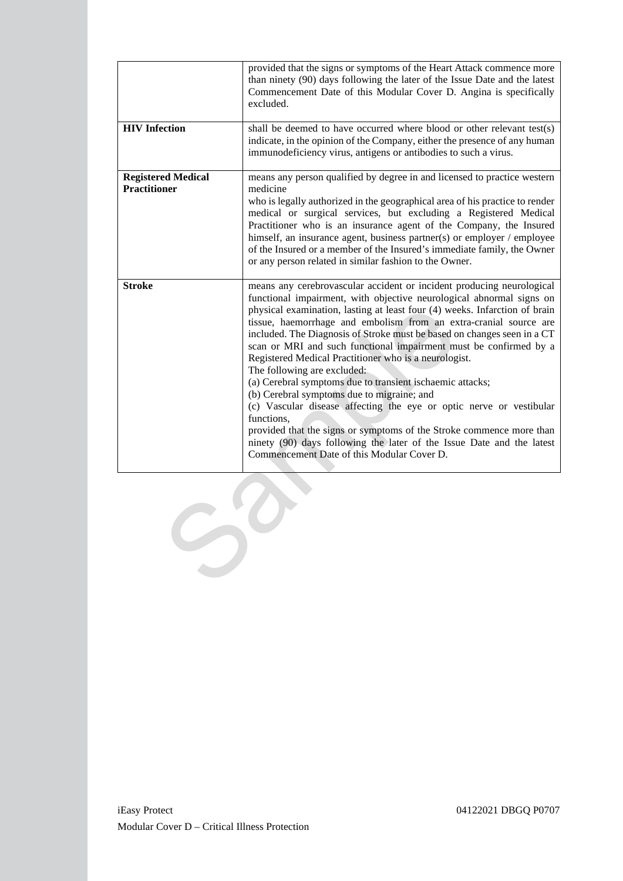| | |
|---|---|
| | provided that the signs or symptoms of the Heart Attack commence more than ninety (90) days following the later of the Issue Date and the latest Commencement Date of this Modular Cover D. Angina is specifically excluded. |
| **HIV Infection** | shall be deemed to have occurred where blood or other relevant test(s) indicate, in the opinion of the Company, either the presence of any human immunodeficiency virus, antigens or antibodies to such a virus. |
| **Registered Medical Practitioner** | means any person qualified by degree in and licensed to practice western medicine who is legally authorized in the geographical area of his practice to render medical or surgical services, but excluding a Registered Medical Practitioner who is an insurance agent of the Company, the Insured himself, an insurance agent, business partner(s) or employer / employee of the Insured or a member of the Insured's immediate family, the Owner or any person related in similar fashion to the Owner. |
| **Stroke** | means any cerebrovascular accident or incident producing neurological functional impairment, with objective neurological abnormal signs on physical examination, lasting at least four (4) weeks. Infarction of brain tissue, haemorrhage and embolism from an extra-cranial source are included. The Diagnosis of Stroke must be based on changes seen in a CT scan or MRI and such functional impairment must be confirmed by a Registered Medical Practitioner who is a neurologist.<br>The following are excluded:<br>(a) Cerebral symptoms due to transient ischaemic attacks;<br>(b) Cerebral symptoms due to migraine; and<br>(c) Vascular disease affecting the eye or optic nerve or vestibular functions,<br>provided that the signs or symptoms of the Stroke commence more than ninety (90) days following the later of the Issue Date and the latest Commencement Date of this Modular Cover D. |